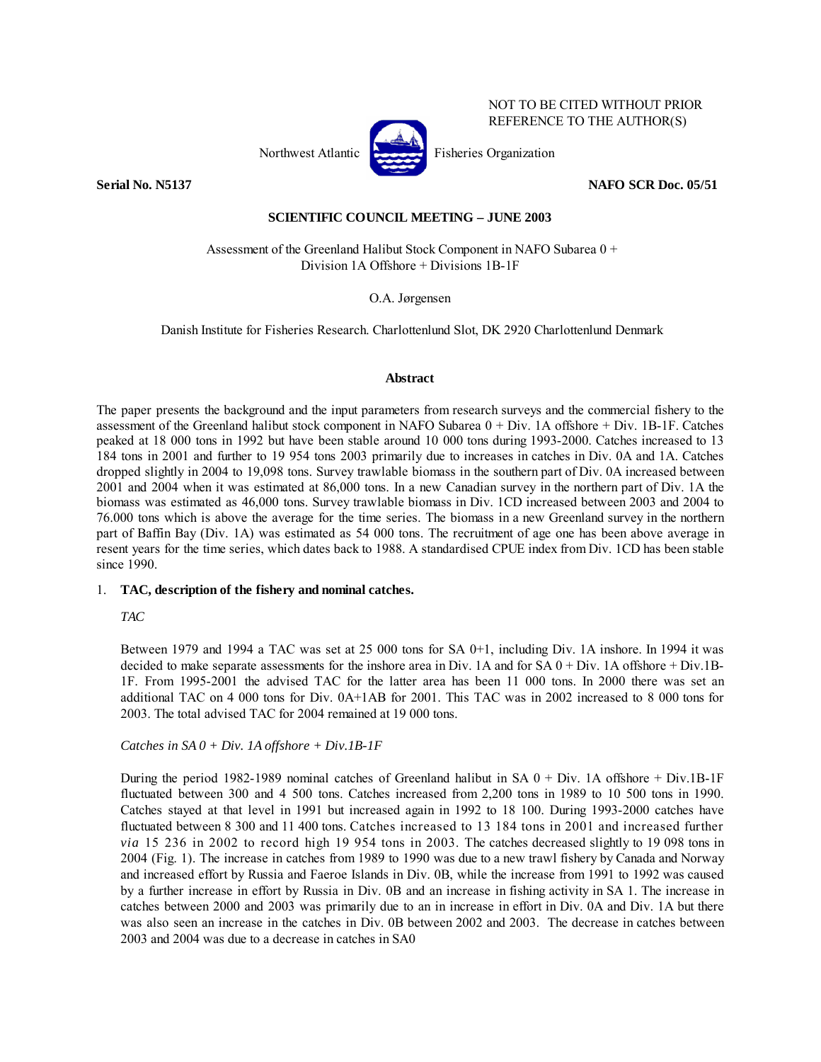NOT TO BE CITED WITHOUT PRIOR REFERENCE TO THE AUTHOR(S)

Northwest Atlantic Fisheries Organization

**Serial No. N5137** **NAFO SCR Doc. 05/51**

**SCIENTIFIC COUNCIL MEETING – JUNE 2003**

Assessment of the Greenland Halibut Stock Component in NAFO Subarea 0 + Division 1A Offshore + Divisions 1B-1F

O.A. Jørgensen

Danish Institute for Fisheries Research. Charlottenlund Slot, DK 2920 Charlottenlund Denmark

## Abstract

The paper presents the background and the input parameters from research surveys and the commercial fishery to the assessment of the Greenland halibut stock component in NAFO Subarea 0 + Div. 1A offshore + Div. 1B-1F. Catches peaked at 18 000 tons in 1992 but have been stable around 10 000 tons during 1993-2000. Catches increased to 13 184 tons in 2001 and further to 19 954 tons 2003 primarily due to increases in catches in Div. 0A and 1A. Catches dropped slightly in 2004 to 19,098 tons. Survey trawlable biomass in the southern part of Div. 0A increased between 2001 and 2004 when it was estimated at 86,000 tons. In a new Canadian survey in the northern part of Div. 1A the biomass was estimated as 46,000 tons. Survey trawlable biomass in Div. 1CD increased between 2003 and 2004 to 76.000 tons which is above the average for the time series. The biomass in a new Greenland survey in the northern part of Baffin Bay (Div. 1A) was estimated as 54 000 tons. The recruitment of age one has been above average in resent years for the time series, which dates back to 1988. A standardised CPUE index from Div. 1CD has been stable since 1990.

1. **TAC, description of the fishery and nominal catches.**

*TAC*

Between 1979 and 1994 a TAC was set at 25 000 tons for SA 0+1, including Div. 1A inshore. In 1994 it was decided to make separate assessments for the inshore area in Div. 1A and for SA 0 + Div. 1A offshore + Div.1B-1F. From 1995-2001 the advised TAC for the latter area has been 11 000 tons. In 2000 there was set an additional TAC on 4 000 tons for Div. 0A+1AB for 2001. This TAC was in 2002 increased to 8 000 tons for 2003. The total advised TAC for 2004 remained at 19 000 tons.

*Catches in SA 0 + Div. 1A offshore + Div.1B-1F*

During the period 1982-1989 nominal catches of Greenland halibut in SA 0 + Div. 1A offshore + Div.1B-1F fluctuated between 300 and 4 500 tons. Catches increased from 2,200 tons in 1989 to 10 500 tons in 1990. Catches stayed at that level in 1991 but increased again in 1992 to 18 100. During 1993-2000 catches have fluctuated between 8 300 and 11 400 tons. Catches increased to 13 184 tons in 2001 and increased further *via* 15 236 in 2002 to record high 19 954 tons in 2003. The catches decreased slightly to 19 098 tons in 2004 (Fig. 1). The increase in catches from 1989 to 1990 was due to a new trawl fishery by Canada and Norway and increased effort by Russia and Faeroe Islands in Div. 0B, while the increase from 1991 to 1992 was caused by a further increase in effort by Russia in Div. 0B and an increase in fishing activity in SA 1. The increase in catches between 2000 and 2003 was primarily due to an in increase in effort in Div. 0A and Div. 1A but there was also seen an increase in the catches in Div. 0B between 2002 and 2003. The decrease in catches between 2003 and 2004 was due to a decrease in catches in SA0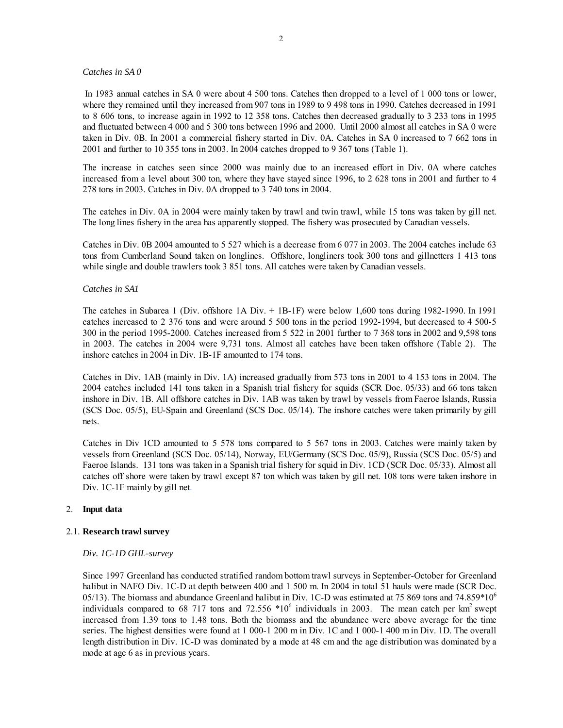*Catches in SA 0*

In 1983 annual catches in SA 0 were about 4 500 tons. Catches then dropped to a level of 1 000 tons or lower, where they remained until they increased from 907 tons in 1989 to 9 498 tons in 1990. Catches decreased in 1991 to 8 606 tons, to increase again in 1992 to 12 358 tons. Catches then decreased gradually to 3 233 tons in 1995 and fluctuated between 4 000 and 5 300 tons between 1996 and 2000. Until 2000 almost all catches in SA 0 were taken in Div. 0B. In 2001 a commercial fishery started in Div. 0A. Catches in SA 0 increased to 7 662 tons in 2001 and further to 10 355 tons in 2003. In 2004 catches dropped to 9 367 tons (Table 1).

The increase in catches seen since 2000 was mainly due to an increased effort in Div. 0A where catches increased from a level about 300 ton, where they have stayed since 1996, to 2 628 tons in 2001 and further to 4 278 tons in 2003. Catches in Div. 0A dropped to 3 740 tons in 2004.

The catches in Div. 0A in 2004 were mainly taken by trawl and twin trawl, while 15 tons was taken by gill net. The long lines fishery in the area has apparently stopped. The fishery was prosecuted by Canadian vessels.

Catches in Div. 0B 2004 amounted to 5 527 which is a decrease from 6 077 in 2003. The 2004 catches include 63 tons from Cumberland Sound taken on longlines. Offshore, longliners took 300 tons and gillnetters 1 413 tons while single and double trawlers took 3 851 tons. All catches were taken by Canadian vessels.

*Catches in SA1*

The catches in Subarea 1 (Div. offshore 1A Div. + 1B-1F) were below 1,600 tons during 1982-1990. In 1991 catches increased to 2 376 tons and were around 5 500 tons in the period 1992-1994, but decreased to 4 500-5 300 in the period 1995-2000. Catches increased from 5 522 in 2001 further to 7 368 tons in 2002 and 9,598 tons in 2003. The catches in 2004 were 9,731 tons. Almost all catches have been taken offshore (Table 2). The inshore catches in 2004 in Div. 1B-1F amounted to 174 tons.

Catches in Div. 1AB (mainly in Div. 1A) increased gradually from 573 tons in 2001 to 4 153 tons in 2004. The 2004 catches included 141 tons taken in a Spanish trial fishery for squids (SCR Doc. 05/33) and 66 tons taken inshore in Div. 1B. All offshore catches in Div. 1AB was taken by trawl by vessels from Faeroe Islands, Russia (SCS Doc. 05/5), EU-Spain and Greenland (SCS Doc. 05/14). The inshore catches were taken primarily by gill nets.

Catches in Div 1CD amounted to 5 578 tons compared to 5 567 tons in 2003. Catches were mainly taken by vessels from Greenland (SCS Doc. 05/14), Norway, EU/Germany (SCS Doc. 05/9), Russia (SCS Doc. 05/5) and Faeroe Islands. 131 tons was taken in a Spanish trial fishery for squid in Div. 1CD (SCR Doc. 05/33). Almost all catches off shore were taken by trawl except 87 ton which was taken by gill net. 108 tons were taken inshore in Div. 1C-1F mainly by gill net.

## 2. **Input data**

### 2.1. **Research trawl survey**

*Div. 1C-1D GHL-survey*

Since 1997 Greenland has conducted stratified random bottom trawl surveys in September-October for Greenland halibut in NAFO Div. 1C-D at depth between 400 and 1 500 m. In 2004 in total 51 hauls were made (SCR Doc. 05/13). The biomass and abundance Greenland halibut in Div. 1C-D was estimated at 75 869 tons and $74.859*10^6$ individuals compared to 68 717 tons and $72.556 *10^6$ individuals in 2003. The mean catch per $km^2$ swept increased from 1.39 tons to 1.48 tons. Both the biomass and the abundance were above average for the time series. The highest densities were found at 1 000-1 200 m in Div. 1C and 1 000-1 400 m in Div. 1D. The overall length distribution in Div. 1C-D was dominated by a mode at 48 cm and the age distribution was dominated by a mode at age 6 as in previous years.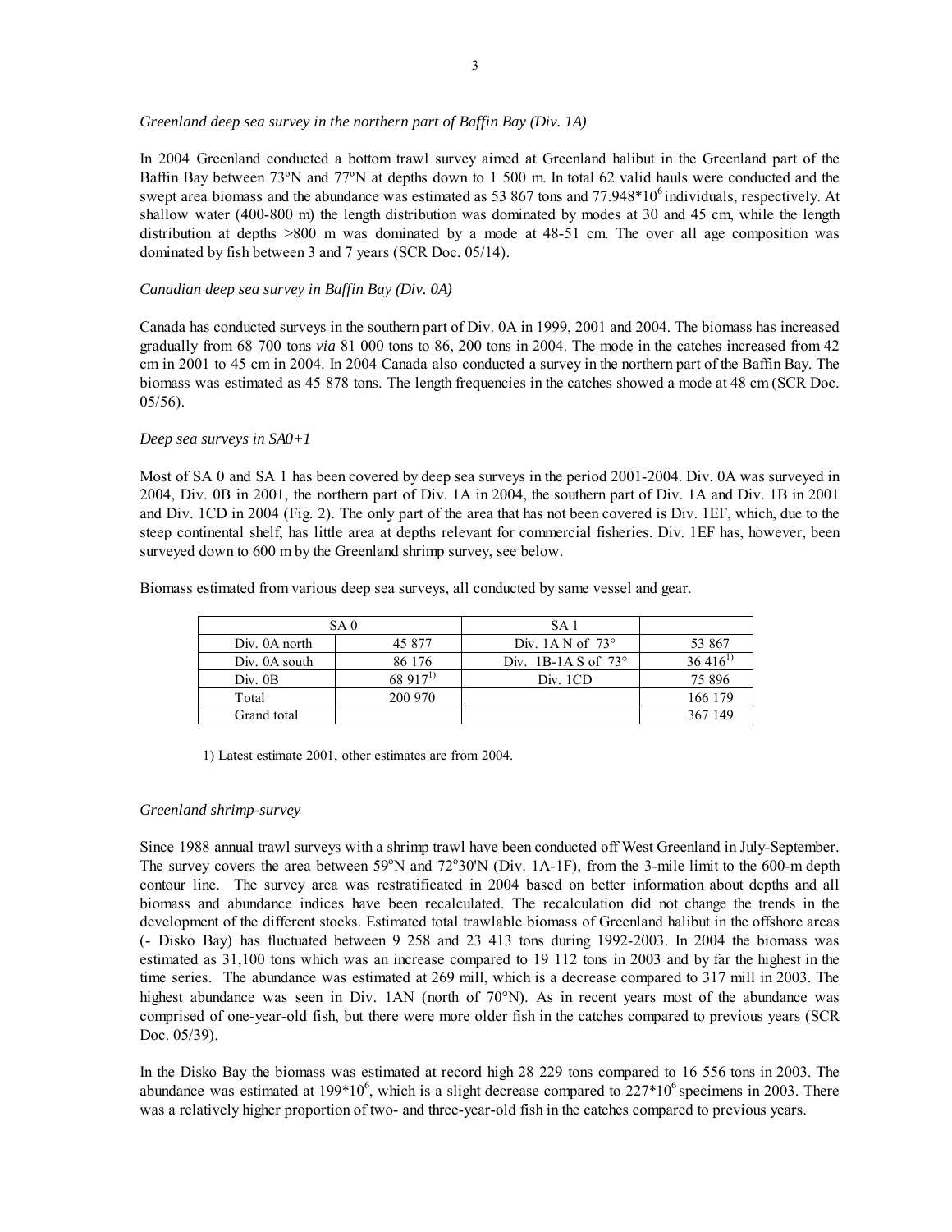*Greenland deep sea survey in the northern part of Baffin Bay (Div. 1A)*

In 2004 Greenland conducted a bottom trawl survey aimed at Greenland halibut in the Greenland part of the Baffin Bay between 73ºN and 77ºN at depths down to 1 500 m. In total 62 valid hauls were conducted and the swept area biomass and the abundance was estimated as 53 867 tons and $77.948*10^6$ individuals, respectively. At shallow water (400-800 m) the length distribution was dominated by modes at 30 and 45 cm, while the length distribution at depths >800 m was dominated by a mode at 48-51 cm. The over all age composition was dominated by fish between 3 and 7 years (SCR Doc. 05/14).

*Canadian deep sea survey in Baffin Bay (Div. 0A)*

Canada has conducted surveys in the southern part of Div. 0A in 1999, 2001 and 2004. The biomass has increased gradually from 68 700 tons *via* 81 000 tons to 86, 200 tons in 2004. The mode in the catches increased from 42 cm in 2001 to 45 cm in 2004. In 2004 Canada also conducted a survey in the northern part of the Baffin Bay. The biomass was estimated as 45 878 tons. The length frequencies in the catches showed a mode at 48 cm (SCR Doc. 05/56).

*Deep sea surveys in SA0+1*

Most of SA 0 and SA 1 has been covered by deep sea surveys in the period 2001-2004. Div. 0A was surveyed in 2004, Div. 0B in 2001, the northern part of Div. 1A in 2004, the southern part of Div. 1A and Div. 1B in 2001 and Div. 1CD in 2004 (Fig. 2). The only part of the area that has not been covered is Div. 1EF, which, due to the steep continental shelf, has little area at depths relevant for commercial fisheries. Div. 1EF has, however, been surveyed down to 600 m by the Greenland shrimp survey, see below.

Biomass estimated from various deep sea surveys, all conducted by same vessel and gear.

| SA 0 | | SA 1 | |
|---|---|---|---|
| Div. 0A north | 45 877 | Div. 1A N of 73° | 53 867 |
| Div. 0A south | 86 176 | Div. 1B-1A S of 73° | 36 416[1)] |
| Div. 0B | 68 917[1)] | Div. 1CD | 75 896 |
| Total | 200 970 | | 166 179 |
| Grand total | | | 367 149 |

1) Latest estimate 2001, other estimates are from 2004.

*Greenland shrimp-survey*

Since 1988 annual trawl surveys with a shrimp trawl have been conducted off West Greenland in July-September. The survey covers the area between 59ºN and 72º30'N (Div. 1A-1F), from the 3-mile limit to the 600-m depth contour line. The survey area was restratificated in 2004 based on better information about depths and all biomass and abundance indices have been recalculated. The recalculation did not change the trends in the development of the different stocks. Estimated total trawlable biomass of Greenland halibut in the offshore areas (- Disko Bay) has fluctuated between 9 258 and 23 413 tons during 1992-2003. In 2004 the biomass was estimated as 31,100 tons which was an increase compared to 19 112 tons in 2003 and by far the highest in the time series. The abundance was estimated at 269 mill, which is a decrease compared to 317 mill in 2003. The highest abundance was seen in Div. 1AN (north of 70°N). As in recent years most of the abundance was comprised of one-year-old fish, but there were more older fish in the catches compared to previous years (SCR Doc. 05/39).

In the Disko Bay the biomass was estimated at record high 28 229 tons compared to 16 556 tons in 2003. The abundance was estimated at $199*10^6$, which is a slight decrease compared to $227*10^6$ specimens in 2003. There was a relatively higher proportion of two- and three-year-old fish in the catches compared to previous years.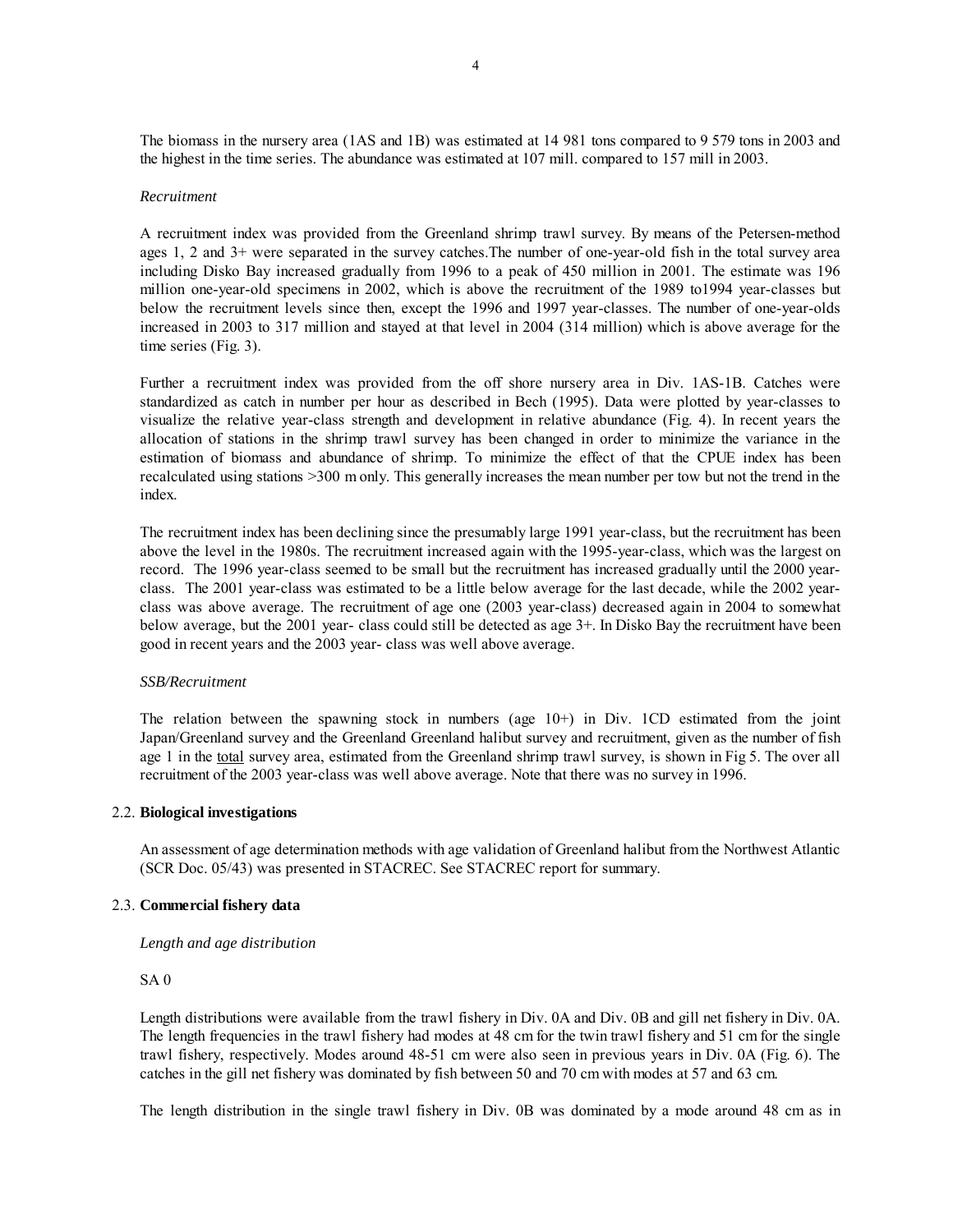The biomass in the nursery area (1AS and 1B) was estimated at 14 981 tons compared to 9 579 tons in 2003 and the highest in the time series. The abundance was estimated at 107 mill. compared to 157 mill in 2003.

*Recruitment*

A recruitment index was provided from the Greenland shrimp trawl survey. By means of the Petersen-method ages 1, 2 and 3+ were separated in the survey catches.The number of one-year-old fish in the total survey area including Disko Bay increased gradually from 1996 to a peak of 450 million in 2001. The estimate was 196 million one-year-old specimens in 2002, which is above the recruitment of the 1989 to1994 year-classes but below the recruitment levels since then, except the 1996 and 1997 year-classes. The number of one-year-olds increased in 2003 to 317 million and stayed at that level in 2004 (314 million) which is above average for the time series (Fig. 3).

Further a recruitment index was provided from the off shore nursery area in Div. 1AS-1B. Catches were standardized as catch in number per hour as described in Bech (1995). Data were plotted by year-classes to visualize the relative year-class strength and development in relative abundance (Fig. 4). In recent years the allocation of stations in the shrimp trawl survey has been changed in order to minimize the variance in the estimation of biomass and abundance of shrimp. To minimize the effect of that the CPUE index has been recalculated using stations >300 m only. This generally increases the mean number per tow but not the trend in the index.

The recruitment index has been declining since the presumably large 1991 year-class, but the recruitment has been above the level in the 1980s. The recruitment increased again with the 1995-year-class, which was the largest on record. The 1996 year-class seemed to be small but the recruitment has increased gradually until the 2000 year-class. The 2001 year-class was estimated to be a little below average for the last decade, while the 2002 year-class was above average. The recruitment of age one (2003 year-class) decreased again in 2004 to somewhat below average, but the 2001 year- class could still be detected as age 3+. In Disko Bay the recruitment have been good in recent years and the 2003 year- class was well above average.

*SSB/Recruitment*

The relation between the spawning stock in numbers (age 10+) in Div. 1CD estimated from the joint Japan/Greenland survey and the Greenland Greenland halibut survey and recruitment, given as the number of fish age 1 in the <u>total</u> survey area, estimated from the Greenland shrimp trawl survey, is shown in Fig 5. The over all recruitment of the 2003 year-class was well above average. Note that there was no survey in 1996.

### 2.2. **Biological investigations**

An assessment of age determination methods with age validation of Greenland halibut from the Northwest Atlantic (SCR Doc. 05/43) was presented in STACREC. See STACREC report for summary.

### 2.3. **Commercial fishery data**

*Length and age distribution*

SA 0

Length distributions were available from the trawl fishery in Div. 0A and Div. 0B and gill net fishery in Div. 0A. The length frequencies in the trawl fishery had modes at 48 cm for the twin trawl fishery and 51 cm for the single trawl fishery, respectively. Modes around 48-51 cm were also seen in previous years in Div. 0A (Fig. 6). The catches in the gill net fishery was dominated by fish between 50 and 70 cm with modes at 57 and 63 cm.

The length distribution in the single trawl fishery in Div. 0B was dominated by a mode around 48 cm as in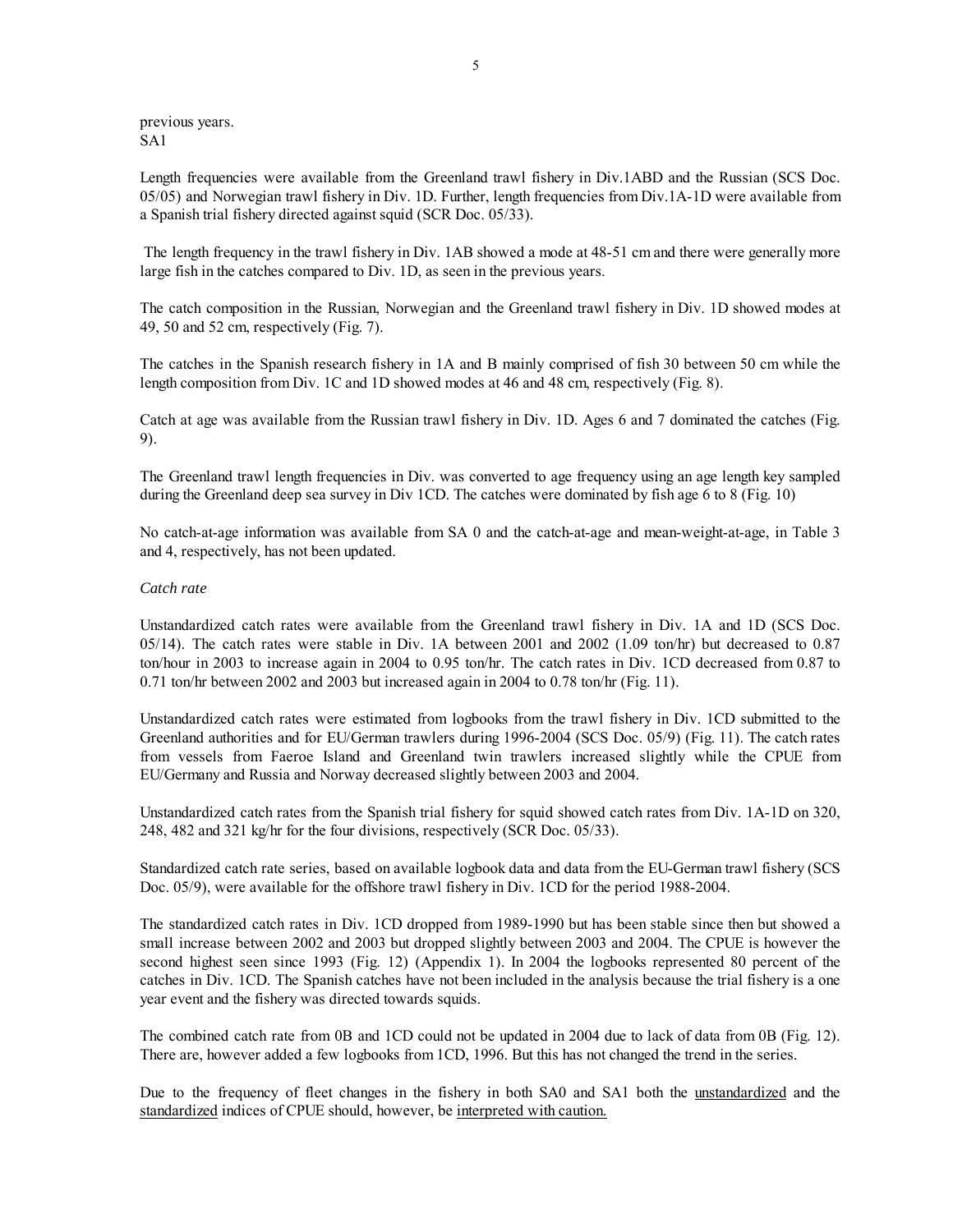previous years.
SA1

Length frequencies were available from the Greenland trawl fishery in Div.1ABD and the Russian (SCS Doc. 05/05) and Norwegian trawl fishery in Div. 1D. Further, length frequencies from Div.1A-1D were available from a Spanish trial fishery directed against squid (SCR Doc. 05/33).

The length frequency in the trawl fishery in Div. 1AB showed a mode at 48-51 cm and there were generally more large fish in the catches compared to Div. 1D, as seen in the previous years.

The catch composition in the Russian, Norwegian and the Greenland trawl fishery in Div. 1D showed modes at 49, 50 and 52 cm, respectively (Fig. 7).

The catches in the Spanish research fishery in 1A and B mainly comprised of fish 30 between 50 cm while the length composition from Div. 1C and 1D showed modes at 46 and 48 cm, respectively (Fig. 8).

Catch at age was available from the Russian trawl fishery in Div. 1D. Ages 6 and 7 dominated the catches (Fig. 9).

The Greenland trawl length frequencies in Div. was converted to age frequency using an age length key sampled during the Greenland deep sea survey in Div 1CD. The catches were dominated by fish age 6 to 8 (Fig. 10)

No catch-at-age information was available from SA 0 and the catch-at-age and mean-weight-at-age, in Table 3 and 4, respectively, has not been updated.

*Catch rate*

Unstandardized catch rates were available from the Greenland trawl fishery in Div. 1A and 1D (SCS Doc. 05/14). The catch rates were stable in Div. 1A between 2001 and 2002 (1.09 ton/hr) but decreased to 0.87 ton/hour in 2003 to increase again in 2004 to 0.95 ton/hr. The catch rates in Div. 1CD decreased from 0.87 to 0.71 ton/hr between 2002 and 2003 but increased again in 2004 to 0.78 ton/hr (Fig. 11).

Unstandardized catch rates were estimated from logbooks from the trawl fishery in Div. 1CD submitted to the Greenland authorities and for EU/German trawlers during 1996-2004 (SCS Doc. 05/9) (Fig. 11). The catch rates from vessels from Faeroe Island and Greenland twin trawlers increased slightly while the CPUE from EU/Germany and Russia and Norway decreased slightly between 2003 and 2004.

Unstandardized catch rates from the Spanish trial fishery for squid showed catch rates from Div. 1A-1D on 320, 248, 482 and 321 kg/hr for the four divisions, respectively (SCR Doc. 05/33).

Standardized catch rate series, based on available logbook data and data from the EU-German trawl fishery (SCS Doc. 05/9), were available for the offshore trawl fishery in Div. 1CD for the period 1988-2004.

The standardized catch rates in Div. 1CD dropped from 1989-1990 but has been stable since then but showed a small increase between 2002 and 2003 but dropped slightly between 2003 and 2004. The CPUE is however the second highest seen since 1993 (Fig. 12) (Appendix 1). In 2004 the logbooks represented 80 percent of the catches in Div. 1CD. The Spanish catches have not been included in the analysis because the trial fishery is a one year event and the fishery was directed towards squids.

The combined catch rate from 0B and 1CD could not be updated in 2004 due to lack of data from 0B (Fig. 12). There are, however added a few logbooks from 1CD, 1996. But this has not changed the trend in the series.

Due to the frequency of fleet changes in the fishery in both SA0 and SA1 both the unstandardized and the standardized indices of CPUE should, however, be interpreted with caution.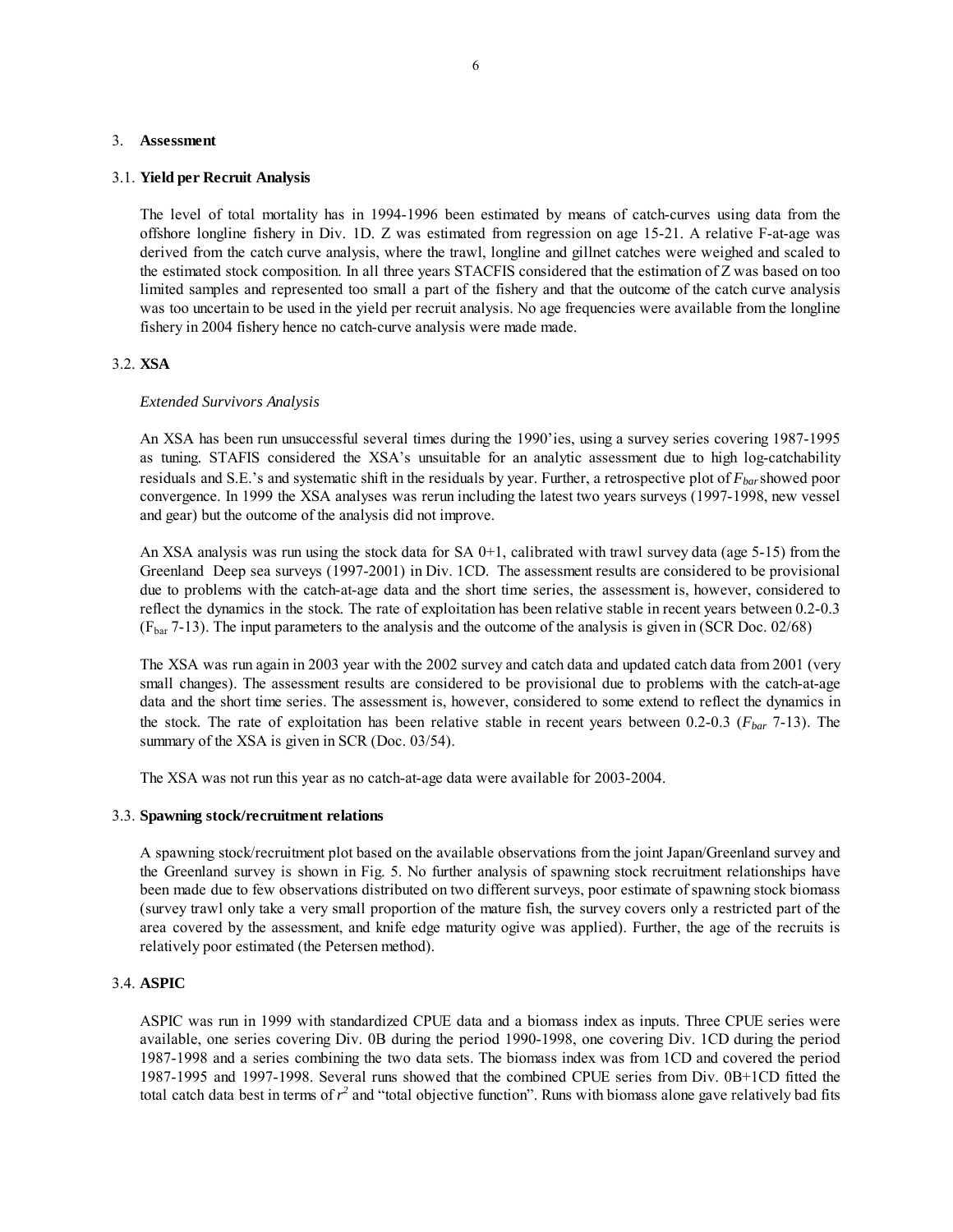## 3. **Assessment**

### 3.1. **Yield per Recruit Analysis**

The level of total mortality has in 1994-1996 been estimated by means of catch-curves using data from the offshore longline fishery in Div. 1D. Z was estimated from regression on age 15-21. A relative F-at-age was derived from the catch curve analysis, where the trawl, longline and gillnet catches were weighed and scaled to the estimated stock composition. In all three years STACFIS considered that the estimation of Z was based on too limited samples and represented too small a part of the fishery and that the outcome of the catch curve analysis was too uncertain to be used in the yield per recruit analysis. No age frequencies were available from the longline fishery in 2004 fishery hence no catch-curve analysis were made made.

### 3.2. **XSA**

*Extended Survivors Analysis*

An XSA has been run unsuccessful several times during the 1990'ies, using a survey series covering 1987-1995 as tuning. STAFIS considered the XSA's unsuitable for an analytic assessment due to high log-catchability residuals and S.E.'s and systematic shift in the residuals by year. Further, a retrospective plot of $F_{bar}$ showed poor convergence. In 1999 the XSA analyses was rerun including the latest two years surveys (1997-1998, new vessel and gear) but the outcome of the analysis did not improve.

An XSA analysis was run using the stock data for SA 0+1, calibrated with trawl survey data (age 5-15) from the Greenland Deep sea surveys (1997-2001) in Div. 1CD. The assessment results are considered to be provisional due to problems with the catch-at-age data and the short time series, the assessment is, however, considered to reflect the dynamics in the stock. The rate of exploitation has been relative stable in recent years between 0.2-0.3 ($F_{bar}$ 7-13). The input parameters to the analysis and the outcome of the analysis is given in (SCR Doc. 02/68)

The XSA was run again in 2003 year with the 2002 survey and catch data and updated catch data from 2001 (very small changes). The assessment results are considered to be provisional due to problems with the catch-at-age data and the short time series. The assessment is, however, considered to some extend to reflect the dynamics in the stock. The rate of exploitation has been relative stable in recent years between 0.2-0.3 ($F_{bar}$ 7-13). The summary of the XSA is given in SCR (Doc. 03/54).

The XSA was not run this year as no catch-at-age data were available for 2003-2004.

### 3.3. **Spawning stock/recruitment relations**

A spawning stock/recruitment plot based on the available observations from the joint Japan/Greenland survey and the Greenland survey is shown in Fig. 5. No further analysis of spawning stock recruitment relationships have been made due to few observations distributed on two different surveys, poor estimate of spawning stock biomass (survey trawl only take a very small proportion of the mature fish, the survey covers only a restricted part of the area covered by the assessment, and knife edge maturity ogive was applied). Further, the age of the recruits is relatively poor estimated (the Petersen method).

### 3.4. **ASPIC**

ASPIC was run in 1999 with standardized CPUE data and a biomass index as inputs. Three CPUE series were available, one series covering Div. 0B during the period 1990-1998, one covering Div. 1CD during the period 1987-1998 and a series combining the two data sets. The biomass index was from 1CD and covered the period 1987-1995 and 1997-1998. Several runs showed that the combined CPUE series from Div. 0B+1CD fitted the total catch data best in terms of $r^2$ and "total objective function". Runs with biomass alone gave relatively bad fits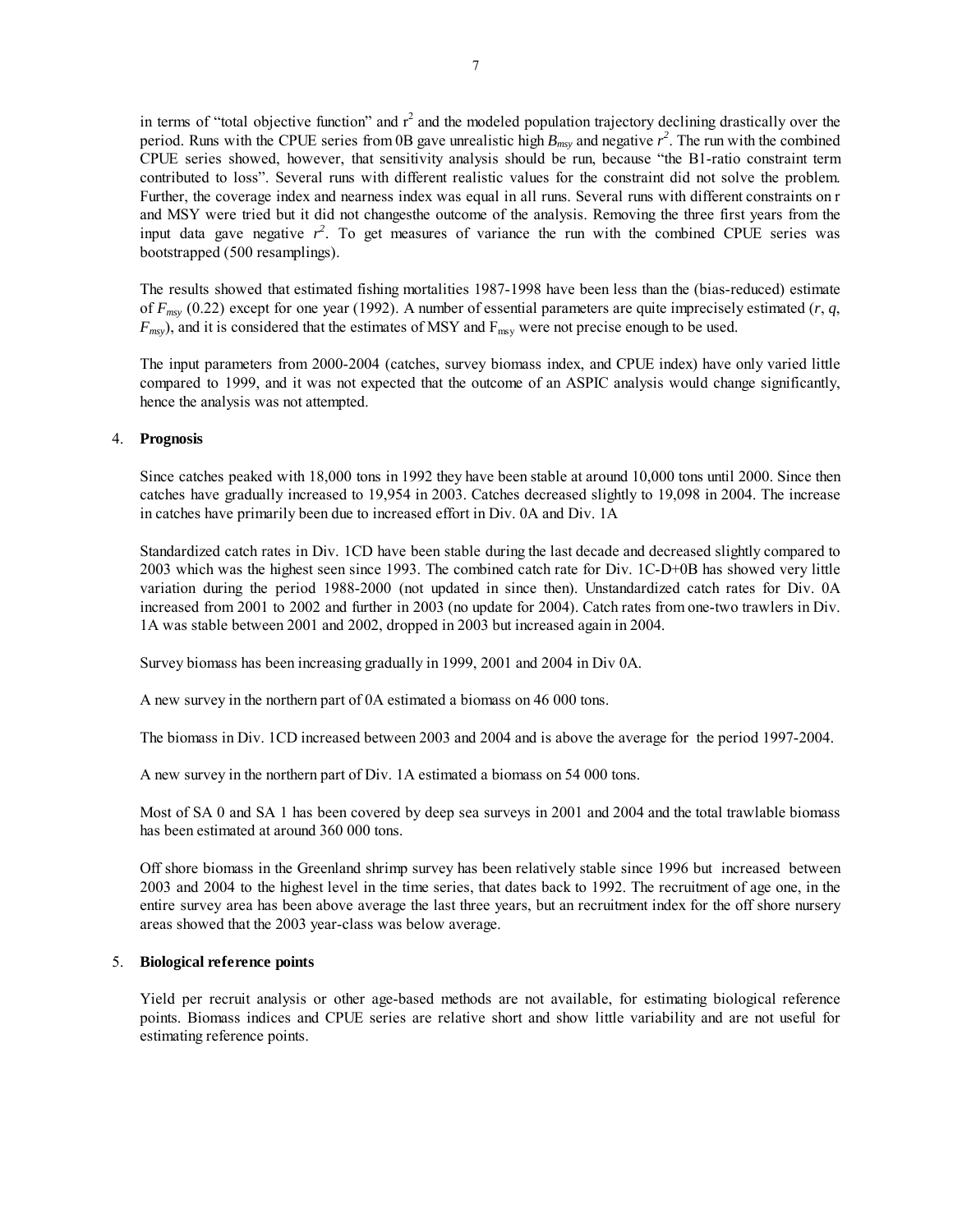in terms of "total objective function" and $r^2$ and the modeled population trajectory declining drastically over the period. Runs with the CPUE series from 0B gave unrealistic high $B_{msy}$ and negative $r^2$. The run with the combined CPUE series showed, however, that sensitivity analysis should be run, because "the B1-ratio constraint term contributed to loss". Several runs with different realistic values for the constraint did not solve the problem. Further, the coverage index and nearness index was equal in all runs. Several runs with different constraints on r and MSY were tried but it did not changesthe outcome of the analysis. Removing the three first years from the input data gave negative $r^2$. To get measures of variance the run with the combined CPUE series was bootstrapped (500 resamplings).

The results showed that estimated fishing mortalities 1987-1998 have been less than the (bias-reduced) estimate of $F_{msy}$ (0.22) except for one year (1992). A number of essential parameters are quite imprecisely estimated ($r$, $q$, $F_{msy}$), and it is considered that the estimates of MSY and $F_{msy}$ were not precise enough to be used.

The input parameters from 2000-2004 (catches, survey biomass index, and CPUE index) have only varied little compared to 1999, and it was not expected that the outcome of an ASPIC analysis would change significantly, hence the analysis was not attempted.

4. **Prognosis**

Since catches peaked with 18,000 tons in 1992 they have been stable at around 10,000 tons until 2000. Since then catches have gradually increased to 19,954 in 2003. Catches decreased slightly to 19,098 in 2004. The increase in catches have primarily been due to increased effort in Div. 0A and Div. 1A

Standardized catch rates in Div. 1CD have been stable during the last decade and decreased slightly compared to 2003 which was the highest seen since 1993. The combined catch rate for Div. 1C-D+0B has showed very little variation during the period 1988-2000 (not updated in since then). Unstandardized catch rates for Div. 0A increased from 2001 to 2002 and further in 2003 (no update for 2004). Catch rates from one-two trawlers in Div. 1A was stable between 2001 and 2002, dropped in 2003 but increased again in 2004.

Survey biomass has been increasing gradually in 1999, 2001 and 2004 in Div 0A.

A new survey in the northern part of 0A estimated a biomass on 46 000 tons.

The biomass in Div. 1CD increased between 2003 and 2004 and is above the average for the period 1997-2004.

A new survey in the northern part of Div. 1A estimated a biomass on 54 000 tons.

Most of SA 0 and SA 1 has been covered by deep sea surveys in 2001 and 2004 and the total trawlable biomass has been estimated at around 360 000 tons.

Off shore biomass in the Greenland shrimp survey has been relatively stable since 1996 but increased between 2003 and 2004 to the highest level in the time series, that dates back to 1992. The recruitment of age one, in the entire survey area has been above average the last three years, but an recruitment index for the off shore nursery areas showed that the 2003 year-class was below average.

5. **Biological reference points**

Yield per recruit analysis or other age-based methods are not available, for estimating biological reference points. Biomass indices and CPUE series are relative short and show little variability and are not useful for estimating reference points.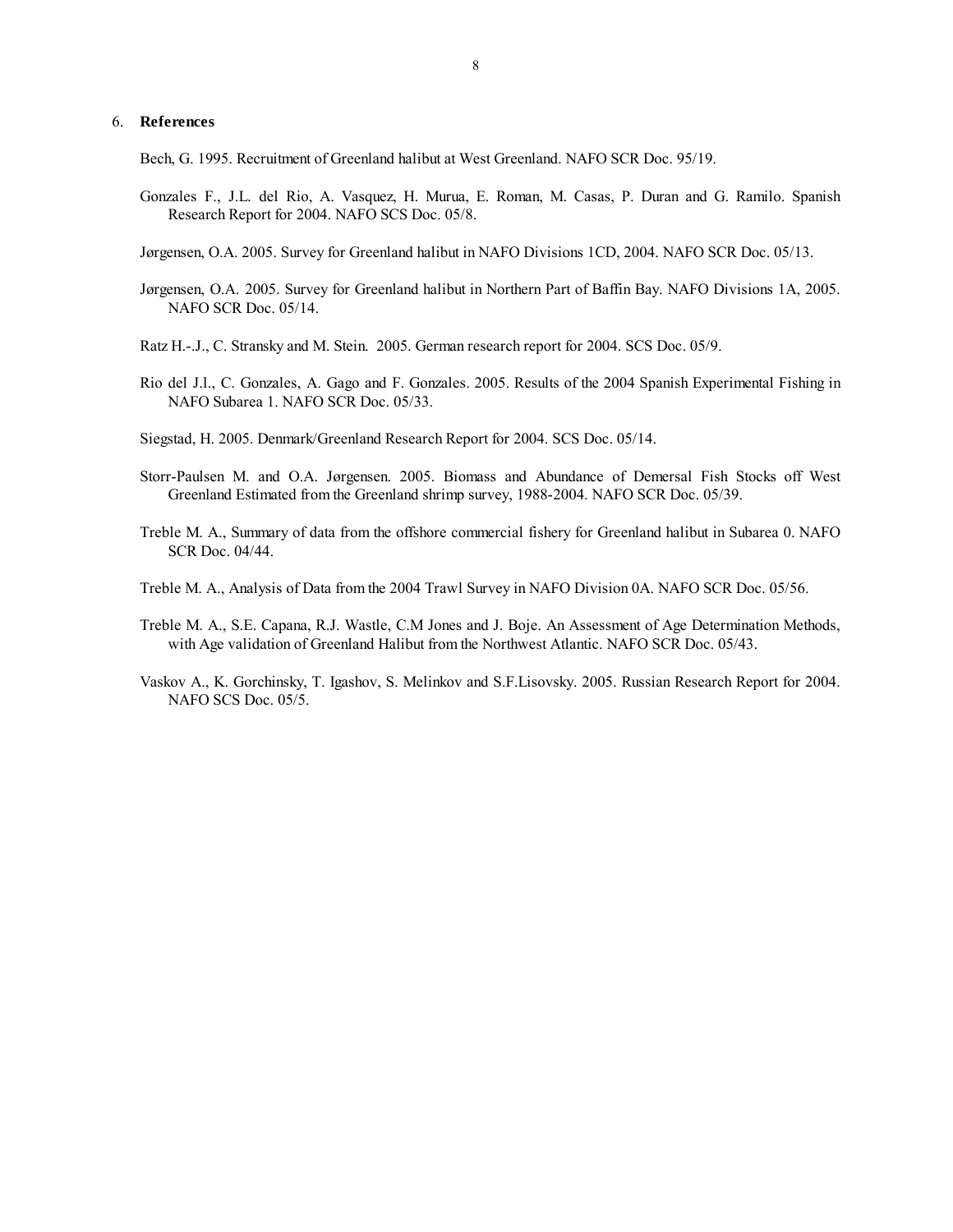## 6. References

Bech, G. 1995. Recruitment of Greenland halibut at West Greenland. NAFO SCR Doc. 95/19.

Gonzales F., J.L. del Rio, A. Vasquez, H. Murua, E. Roman, M. Casas, P. Duran and G. Ramilo. Spanish Research Report for 2004. NAFO SCS Doc. 05/8.

Jørgensen, O.A. 2005. Survey for Greenland halibut in NAFO Divisions 1CD, 2004. NAFO SCR Doc. 05/13.

Jørgensen, O.A. 2005. Survey for Greenland halibut in Northern Part of Baffin Bay. NAFO Divisions 1A, 2005. NAFO SCR Doc. 05/14.

Ratz H.-.J., C. Stransky and M. Stein. 2005. German research report for 2004. SCS Doc. 05/9.

Rio del J.l., C. Gonzales, A. Gago and F. Gonzales. 2005. Results of the 2004 Spanish Experimental Fishing in NAFO Subarea 1. NAFO SCR Doc. 05/33.

Siegstad, H. 2005. Denmark/Greenland Research Report for 2004. SCS Doc. 05/14.

Storr-Paulsen M. and O.A. Jørgensen. 2005. Biomass and Abundance of Demersal Fish Stocks off West Greenland Estimated from the Greenland shrimp survey, 1988-2004. NAFO SCR Doc. 05/39.

Treble M. A., Summary of data from the offshore commercial fishery for Greenland halibut in Subarea 0. NAFO SCR Doc. 04/44.

Treble M. A., Analysis of Data from the 2004 Trawl Survey in NAFO Division 0A. NAFO SCR Doc. 05/56.

Treble M. A., S.E. Capana, R.J. Wastle, C.M Jones and J. Boje. An Assessment of Age Determination Methods, with Age validation of Greenland Halibut from the Northwest Atlantic. NAFO SCR Doc. 05/43.

Vaskov A., K. Gorchinsky, T. Igashov, S. Melinkov and S.F.Lisovsky. 2005. Russian Research Report for 2004. NAFO SCS Doc. 05/5.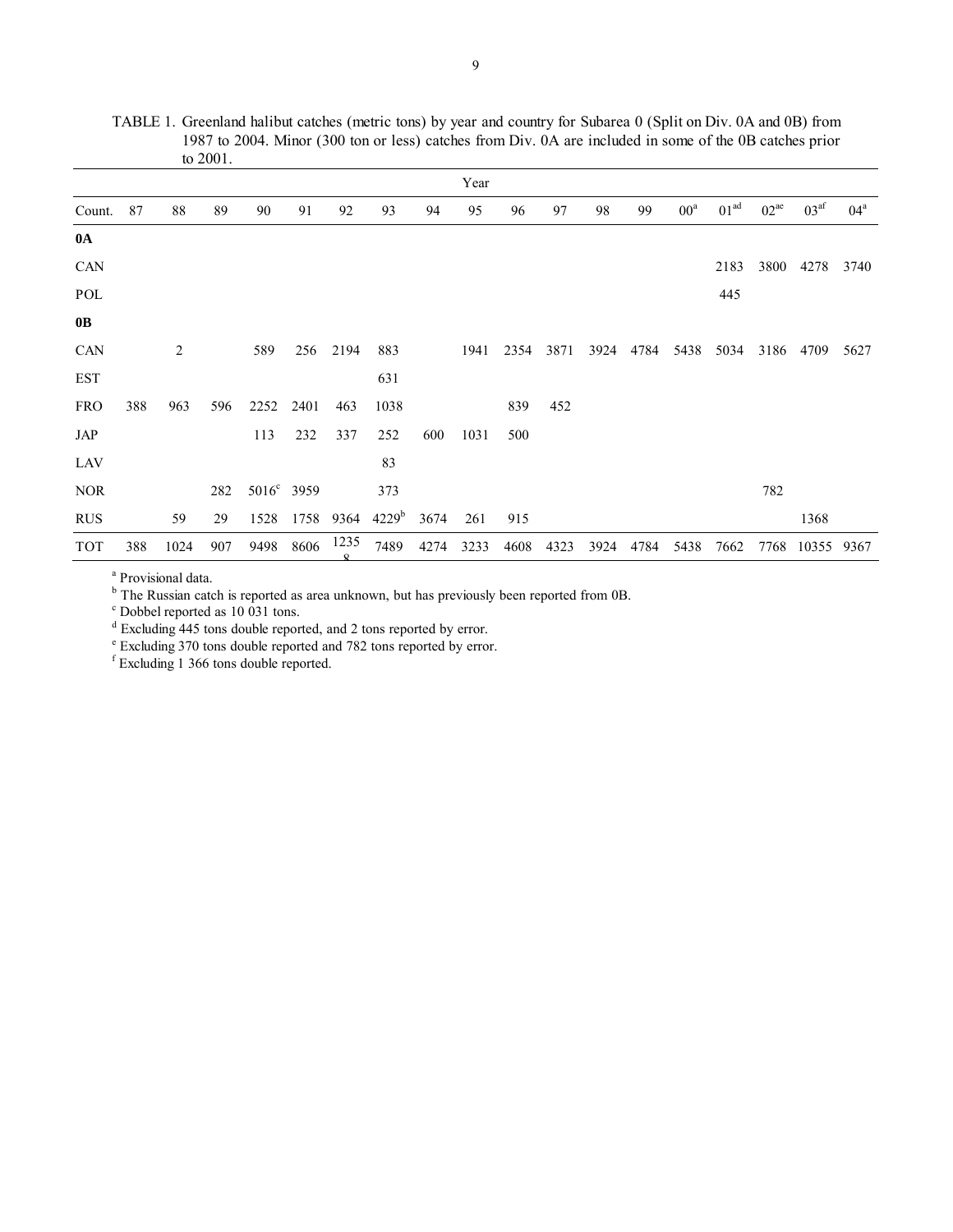TABLE 1. Greenland halibut catches (metric tons) by year and country for Subarea 0 (Split on Div. 0A and 0B) from 1987 to 2004. Minor (300 ton or less) catches from Div. 0A are included in some of the 0B catches prior to 2001.

| | Year | | | | | | | | | | | | | | | | | |
|---|---|---|---|---|---|---|---|---|---|---|---|---|---|---|---|---|---|---|
| Count. | 87 | 88 | 89 | 90 | 91 | 92 | 93 | 94 | 95 | 96 | 97 | 98 | 99 | 00[a] | 01[ad] | 02[ae] | 03[af] | 04[a] |
| **0A** | | | | | | | | | | | | | | | | | | |
| CAN | | | | | | | | | | | | | | | 2183 | 3800 | 4278 | 3740 |
| POL | | | | | | | | | | | | | | | 445 | | | |
| **0B** | | | | | | | | | | | | | | | | | | |
| CAN | | 2 | | 589 | 256 | 2194 | 883 | | 1941 | 2354 | 3871 | 3924 | 4784 | 5438 | 5034 | 3186 | 4709 | 5627 |
| EST | | | | | | | 631 | | | | | | | | | | | |
| FRO | 388 | 963 | 596 | 2252 | 2401 | 463 | 1038 | | | 839 | 452 | | | | | | | |
| JAP | | | | 113 | 232 | 337 | 252 | 600 | 1031 | 500 | | | | | | | | |
| LAV | | | | | | | 83 | | | | | | | | | | | |
| NOR | | | 282 | 5016[c] | 3959 | | 373 | | | | | | | | | 782 | | |
| RUS | | 59 | 29 | 1528 | 1758 | 9364 | 4229[b] | 3674 | 261 | 915 | | | | | | | 1368 | |
| TOT | 388 | 1024 | 907 | 9498 | 8606 | 12358 | 7489 | 4274 | 3233 | 4608 | 4323 | 3924 | 4784 | 5438 | 7662 | 7768 | 10355 | 9367 |

[a] Provisional data.
[b] The Russian catch is reported as area unknown, but has previously been reported from 0B.
[c] Dobbel reported as 10 031 tons.
[d] Excluding 445 tons double reported, and 2 tons reported by error.
[e] Excluding 370 tons double reported and 782 tons reported by error.
[f] Excluding 1 366 tons double reported.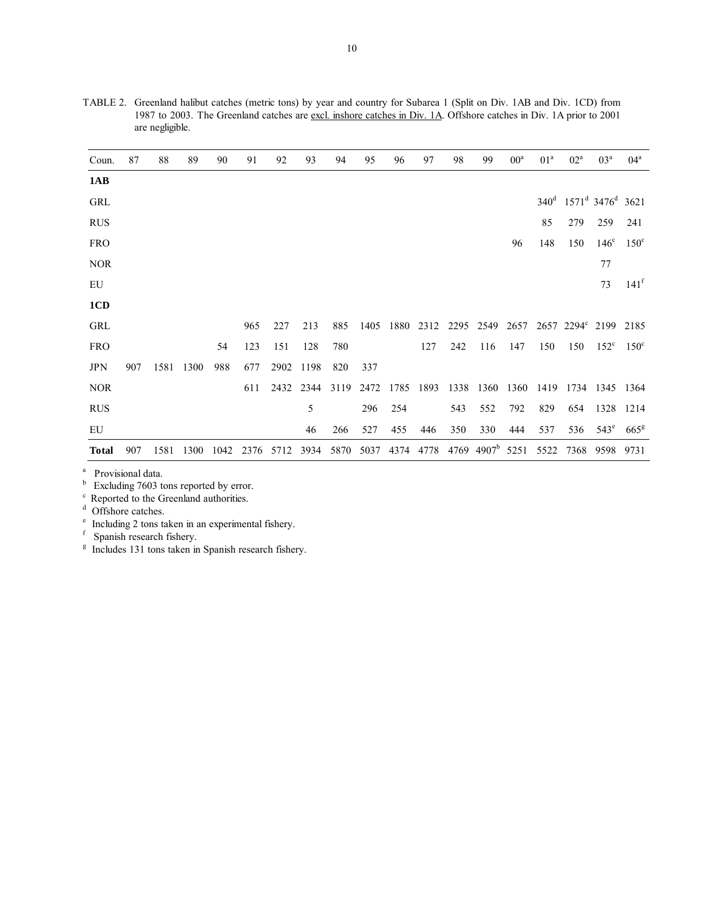TABLE 2. Greenland halibut catches (metric tons) by year and country for Subarea 1 (Split on Div. 1AB and Div. 1CD) from 1987 to 2003. The Greenland catches are <u>excl. inshore catches in Div. 1A</u>. Offshore catches in Div. 1A prior to 2001 are negligible.

| Coun. | 87 | 88 | 89 | 90 | 91 | 92 | 93 | 94 | 95 | 96 | 97 | 98 | 99 | 00[a] | 01[a] | 02[a] | 03[a] | 04[a] |
|---|---|---|---|---|---|---|---|---|---|---|---|---|---|---|---|---|---|---|
| **1AB** | | | | | | | | | | | | | | | | | | |
| GRL | | | | | | | | | | | | | | | 340[d] | 1571[d] | 3476[d] | 3621 |
| RUS | | | | | | | | | | | | | | | 85 | 279 | 259 | 241 |
| FRO | | | | | | | | | | | | | | 96 | 148 | 150 | 146[c] | 150[c] |
| NOR | | | | | | | | | | | | | | | | | 77 | |
| EU | | | | | | | | | | | | | | | | | 73 | 141[f] |
| **1CD** | | | | | | | | | | | | | | | | | | |
| GRL | | | | | 965 | 227 | 213 | 885 | 1405 | 1880 | 2312 | 2295 | 2549 | 2657 | 2657 | 2294[c] | 2199 | 2185 |
| FRO | | | | 54 | 123 | 151 | 128 | 780 | | | 127 | 242 | 116 | 147 | 150 | 150 | 152[c] | 150[c] |
| JPN | 907 | 1581 | 1300 | 988 | 677 | 2902 | 1198 | 820 | 337 | | | | | | | | | |
| NOR | | | | | 611 | 2432 | 2344 | 3119 | 2472 | 1785 | 1893 | 1338 | 1360 | 1360 | 1419 | 1734 | 1345 | 1364 |
| RUS | | | | | | | 5 | | 296 | 254 | | 543 | 552 | 792 | 829 | 654 | 1328 | 1214 |
| EU | | | | | | | 46 | 266 | 527 | 455 | 446 | 350 | 330 | 444 | 537 | 536 | 543[e] | 665[g] |
| **Total** | 907 | 1581 | 1300 | 1042 | 2376 | 5712 | 3934 | 5870 | 5037 | 4374 | 4778 | 4769 | 4907[b] | 5251 | 5522 | 7368 | 9598 | 9731 |

[a] Provisional data.
[b] Excluding 7603 tons reported by error.
[c] Reported to the Greenland authorities.
[d] Offshore catches.
[e] Including 2 tons taken in an experimental fishery.
[f] Spanish research fishery.
[g] Includes 131 tons taken in Spanish research fishery.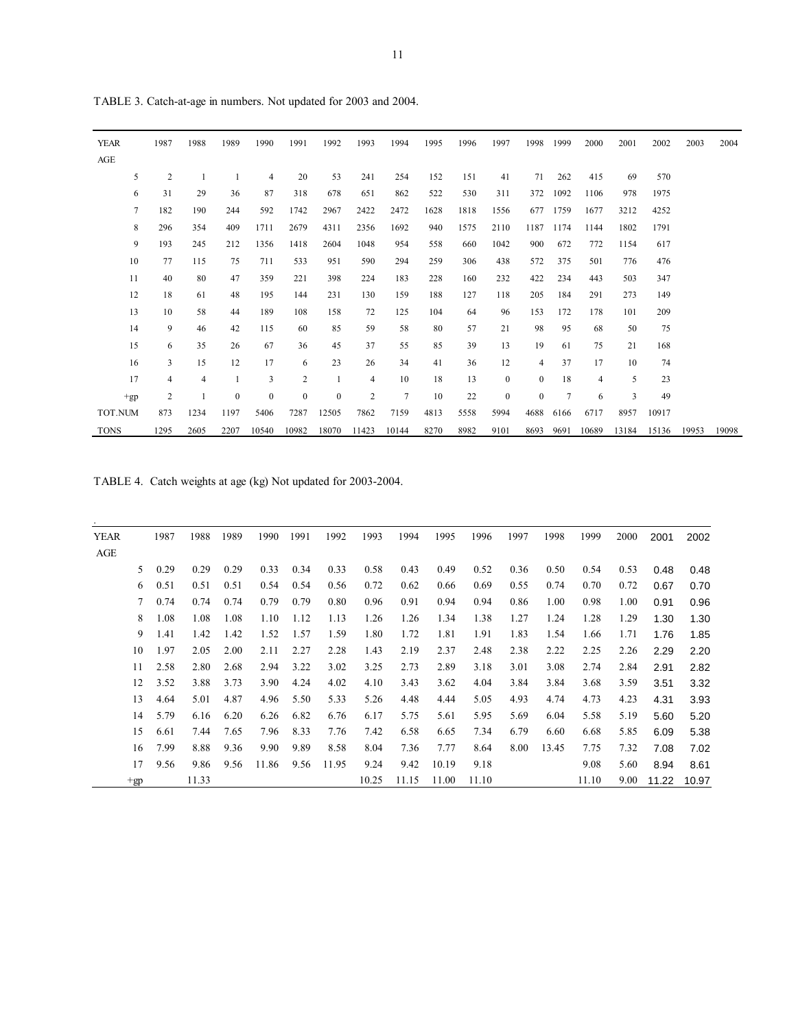TABLE 3. Catch-at-age in numbers. Not updated for 2003 and 2004.

| YEAR | 1987 | 1988 | 1989 | 1990 | 1991 | 1992 | 1993 | 1994 | 1995 | 1996 | 1997 | 1998 | 1999 | 2000 | 2001 | 2002 | 2003 | 2004 |
|---|---|---|---|---|---|---|---|---|---|---|---|---|---|---|---|---|---|---|
| AGE | | | | | | | | | | | | | | | | | | |
| 5 | 2 | 1 | 1 | 4 | 20 | 53 | 241 | 254 | 152 | 151 | 41 | 71 | 262 | 415 | 69 | 570 | | |
| 6 | 31 | 29 | 36 | 87 | 318 | 678 | 651 | 862 | 522 | 530 | 311 | 372 | 1092 | 1106 | 978 | 1975 | | |
| 7 | 182 | 190 | 244 | 592 | 1742 | 2967 | 2422 | 2472 | 1628 | 1818 | 1556 | 677 | 1759 | 1677 | 3212 | 4252 | | |
| 8 | 296 | 354 | 409 | 1711 | 2679 | 4311 | 2356 | 1692 | 940 | 1575 | 2110 | 1187 | 1174 | 1144 | 1802 | 1791 | | |
| 9 | 193 | 245 | 212 | 1356 | 1418 | 2604 | 1048 | 954 | 558 | 660 | 1042 | 900 | 672 | 772 | 1154 | 617 | | |
| 10 | 77 | 115 | 75 | 711 | 533 | 951 | 590 | 294 | 259 | 306 | 438 | 572 | 375 | 501 | 776 | 476 | | |
| 11 | 40 | 80 | 47 | 359 | 221 | 398 | 224 | 183 | 228 | 160 | 232 | 422 | 234 | 443 | 503 | 347 | | |
| 12 | 18 | 61 | 48 | 195 | 144 | 231 | 130 | 159 | 188 | 127 | 118 | 205 | 184 | 291 | 273 | 149 | | |
| 13 | 10 | 58 | 44 | 189 | 108 | 158 | 72 | 125 | 104 | 64 | 96 | 153 | 172 | 178 | 101 | 209 | | |
| 14 | 9 | 46 | 42 | 115 | 60 | 85 | 59 | 58 | 80 | 57 | 21 | 98 | 95 | 68 | 50 | 75 | | |
| 15 | 6 | 35 | 26 | 67 | 36 | 45 | 37 | 55 | 85 | 39 | 13 | 19 | 61 | 75 | 21 | 168 | | |
| 16 | 3 | 15 | 12 | 17 | 6 | 23 | 26 | 34 | 41 | 36 | 12 | 4 | 37 | 17 | 10 | 74 | | |
| 17 | 4 | 4 | 1 | 3 | 2 | 1 | 4 | 10 | 18 | 13 | 0 | 0 | 18 | 4 | 5 | 23 | | |
| +gp | 2 | 1 | 0 | 0 | 0 | 0 | 2 | 7 | 10 | 22 | 0 | 0 | 7 | 6 | 3 | 49 | | |
| TOT.NUM | 873 | 1234 | 1197 | 5406 | 7287 | 12505 | 7862 | 7159 | 4813 | 5558 | 5994 | 4688 | 6166 | 6717 | 8957 | 10917 | | |
| TONS | 1295 | 2605 | 2207 | 10540 | 10982 | 18070 | 11423 | 10144 | 8270 | 8982 | 9101 | 8693 | 9691 | 10689 | 13184 | 15136 | 19953 | 19098 |

TABLE 4. Catch weights at age (kg) Not updated for 2003-2004.

| YEAR | 1987 | 1988 | 1989 | 1990 | 1991 | 1992 | 1993 | 1994 | 1995 | 1996 | 1997 | 1998 | 1999 | 2000 | 2001 | 2002 |
|---|---|---|---|---|---|---|---|---|---|---|---|---|---|---|---|---|
| AGE | | | | | | | | | | | | | | | | |
| 5 | 0.29 | 0.29 | 0.29 | 0.33 | 0.34 | 0.33 | 0.58 | 0.43 | 0.49 | 0.52 | 0.36 | 0.50 | 0.54 | 0.53 | 0.48 | 0.48 |
| 6 | 0.51 | 0.51 | 0.51 | 0.54 | 0.54 | 0.56 | 0.72 | 0.62 | 0.66 | 0.69 | 0.55 | 0.74 | 0.70 | 0.72 | 0.67 | 0.70 |
| 7 | 0.74 | 0.74 | 0.74 | 0.79 | 0.79 | 0.80 | 0.96 | 0.91 | 0.94 | 0.94 | 0.86 | 1.00 | 0.98 | 1.00 | 0.91 | 0.96 |
| 8 | 1.08 | 1.08 | 1.08 | 1.10 | 1.12 | 1.13 | 1.26 | 1.26 | 1.34 | 1.38 | 1.27 | 1.24 | 1.28 | 1.29 | 1.30 | 1.30 |
| 9 | 1.41 | 1.42 | 1.42 | 1.52 | 1.57 | 1.59 | 1.80 | 1.72 | 1.81 | 1.91 | 1.83 | 1.54 | 1.66 | 1.71 | 1.76 | 1.85 |
| 10 | 1.97 | 2.05 | 2.00 | 2.11 | 2.27 | 2.28 | 1.43 | 2.19 | 2.37 | 2.48 | 2.38 | 2.22 | 2.25 | 2.26 | 2.29 | 2.20 |
| 11 | 2.58 | 2.80 | 2.68 | 2.94 | 3.22 | 3.02 | 3.25 | 2.73 | 2.89 | 3.18 | 3.01 | 3.08 | 2.74 | 2.84 | 2.91 | 2.82 |
| 12 | 3.52 | 3.88 | 3.73 | 3.90 | 4.24 | 4.02 | 4.10 | 3.43 | 3.62 | 4.04 | 3.84 | 3.84 | 3.68 | 3.59 | 3.51 | 3.32 |
| 13 | 4.64 | 5.01 | 4.87 | 4.96 | 5.50 | 5.33 | 5.26 | 4.48 | 4.44 | 5.05 | 4.93 | 4.74 | 4.73 | 4.23 | 4.31 | 3.93 |
| 14 | 5.79 | 6.16 | 6.20 | 6.26 | 6.82 | 6.76 | 6.17 | 5.75 | 5.61 | 5.95 | 5.69 | 6.04 | 5.58 | 5.19 | 5.60 | 5.20 |
| 15 | 6.61 | 7.44 | 7.65 | 7.96 | 8.33 | 7.76 | 7.42 | 6.58 | 6.65 | 7.34 | 6.79 | 6.60 | 6.68 | 5.85 | 6.09 | 5.38 |
| 16 | 7.99 | 8.88 | 9.36 | 9.90 | 9.89 | 8.58 | 8.04 | 7.36 | 7.77 | 8.64 | 8.00 | 13.45 | 7.75 | 7.32 | 7.08 | 7.02 |
| 17 | 9.56 | 9.86 | 9.56 | 11.86 | 9.56 | 11.95 | 9.24 | 9.42 | 10.19 | 9.18 | | | 9.08 | 5.60 | 8.94 | 8.61 |
| +gp | | 11.33 | | | | | 10.25 | 11.15 | 11.00 | 11.10 | | | 11.10 | 9.00 | 11.22 | 10.97 |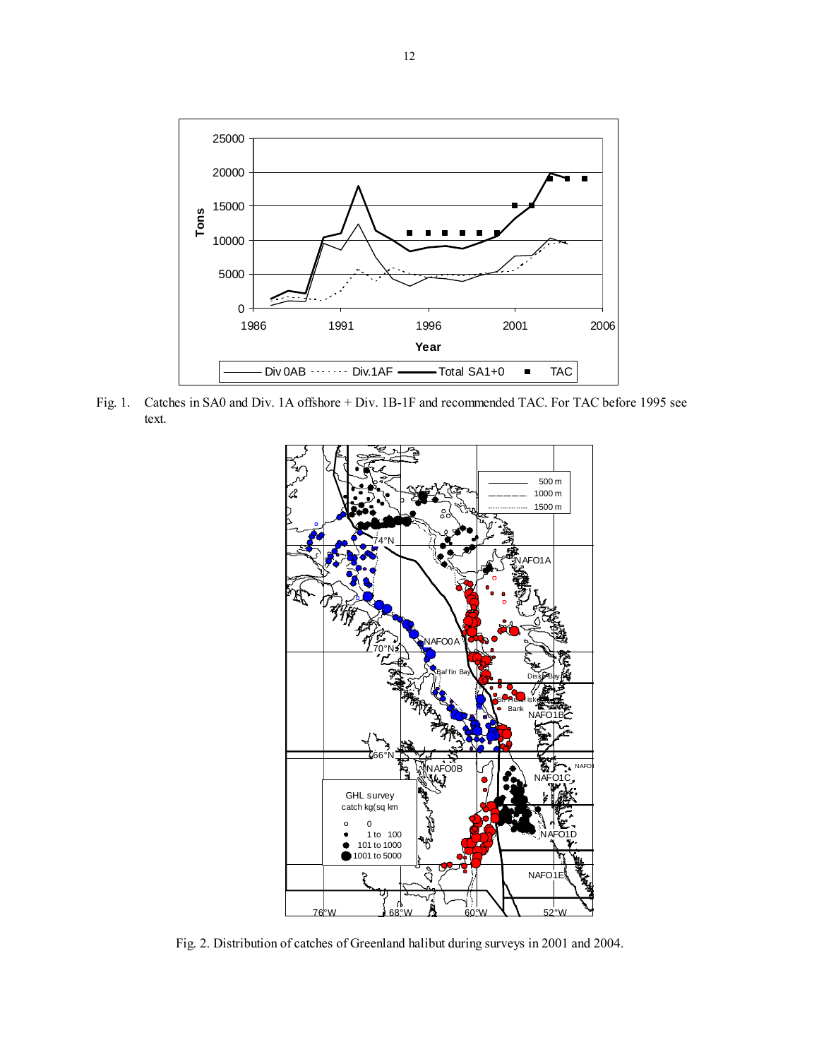Fig. 1. Catches in SA0 and Div. 1A offshore + Div. 1B-1F and recommended TAC. For TAC before 1995 see text.

Fig. 2. Distribution of catches of Greenland halibut during surveys in 2001 and 2004.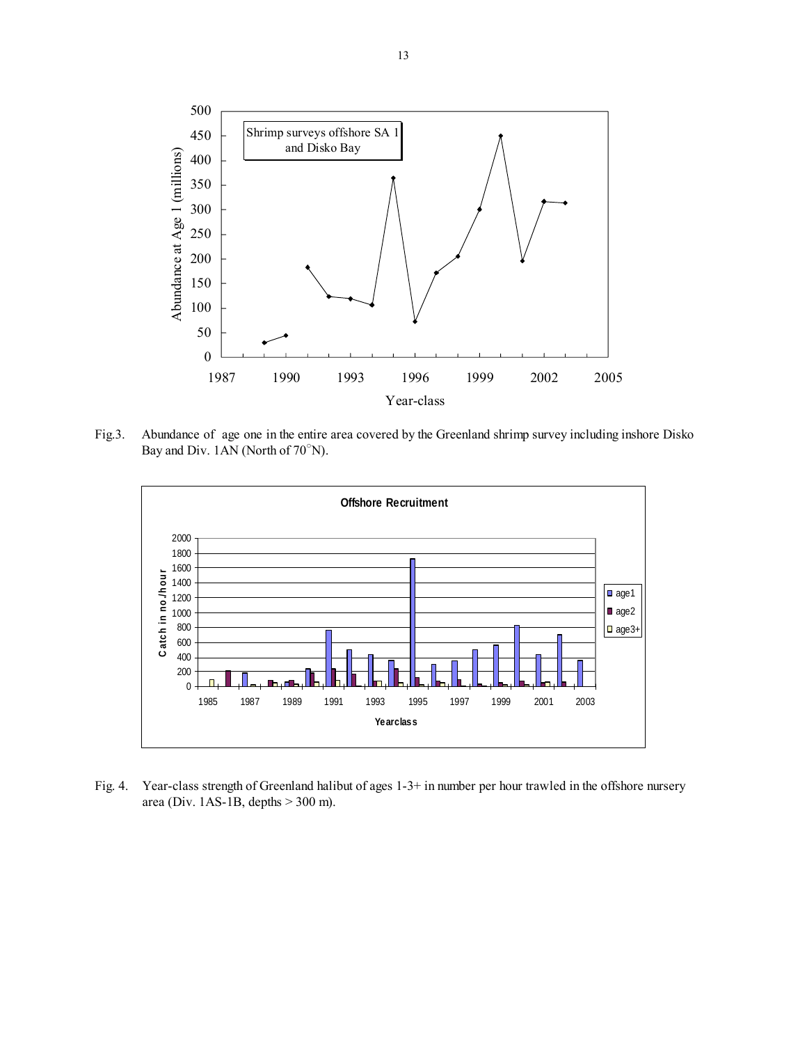Fig.3. Abundance of age one in the entire area covered by the Greenland shrimp survey including inshore Disko Bay and Div. 1AN (North of 70°N).

Fig. 4. Year-class strength of Greenland halibut of ages 1-3+ in number per hour trawled in the offshore nursery area (Div. 1AS-1B, depths > 300 m).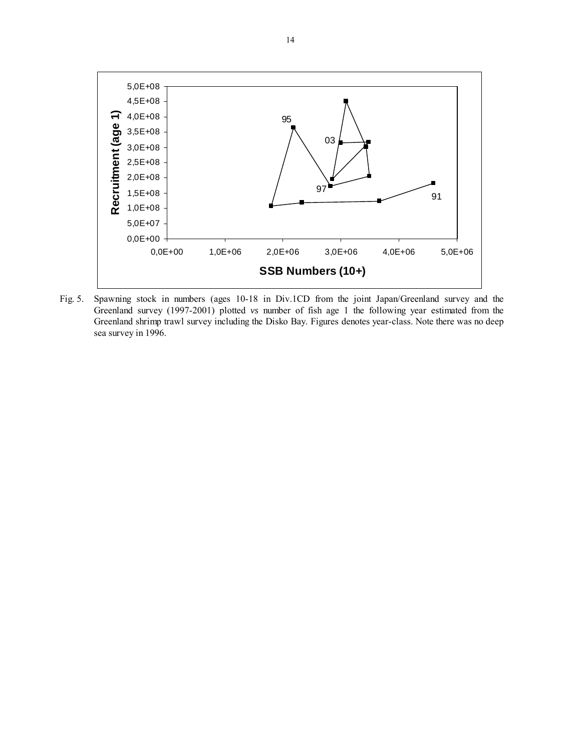Fig. 5. Spawning stock in numbers (ages 10-18 in Div.1CD from the joint Japan/Greenland survey and the Greenland survey (1997-2001) plotted *vs* number of fish age 1 the following year estimated from the Greenland shrimp trawl survey including the Disko Bay. Figures denotes year-class. Note there was no deep sea survey in 1996.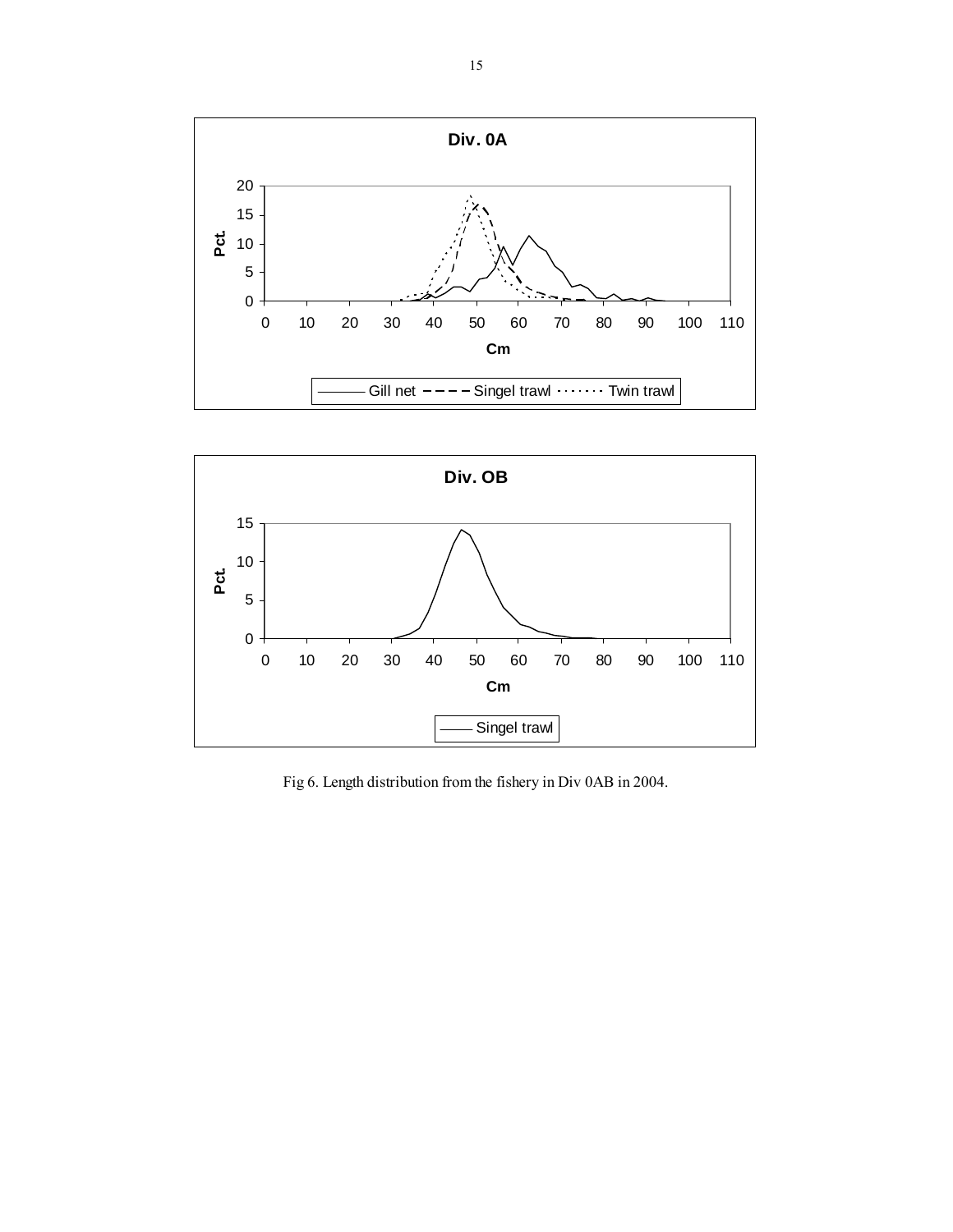Fig 6. Length distribution from the fishery in Div 0AB in 2004.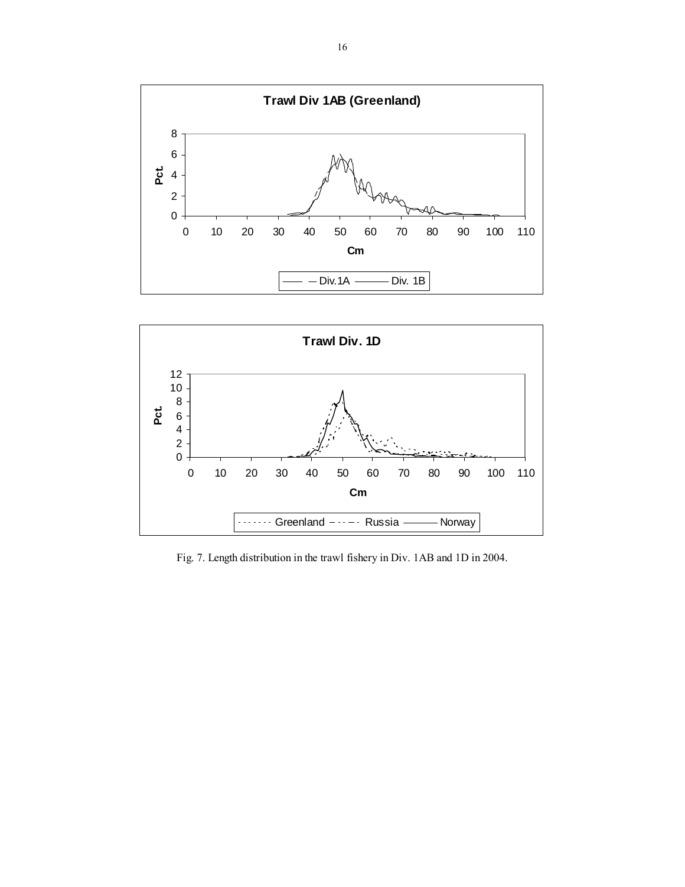Fig. 7. Length distribution in the trawl fishery in Div. 1AB and 1D in 2004.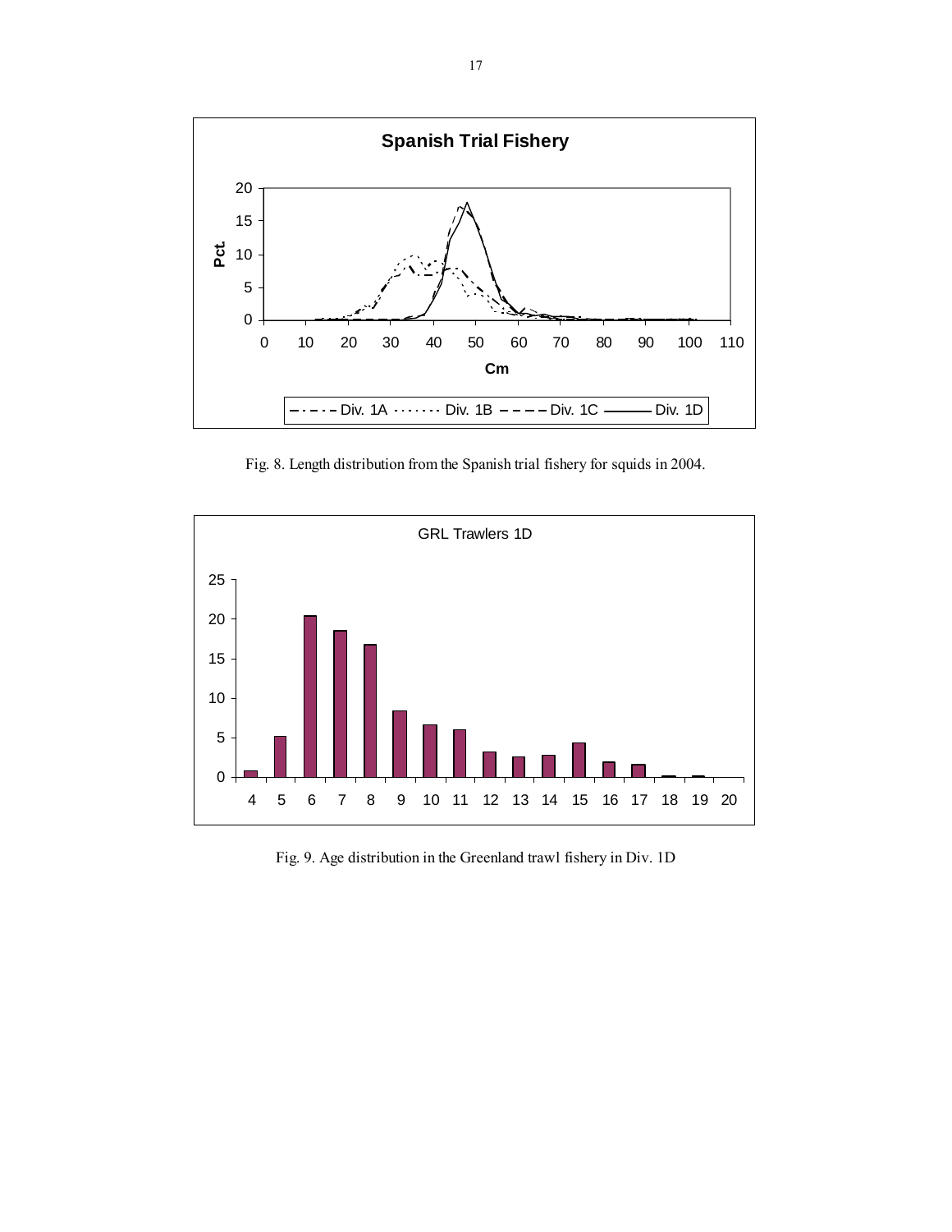Fig. 8. Length distribution from the Spanish trial fishery for squids in 2004.

Fig. 9. Age distribution in the Greenland trawl fishery in Div. 1D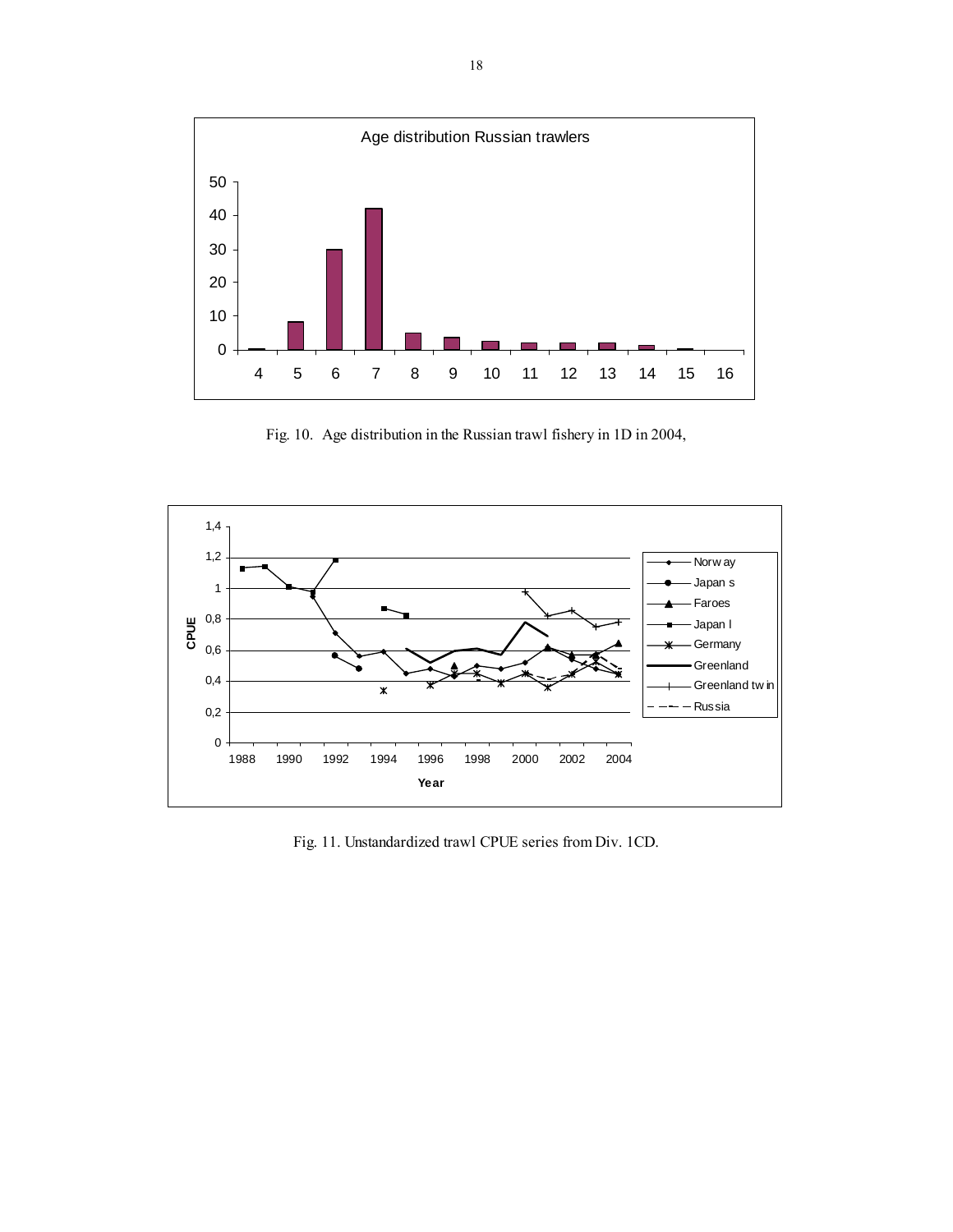Fig. 10. Age distribution in the Russian trawl fishery in 1D in 2004,

Fig. 11. Unstandardized trawl CPUE series from Div. 1CD.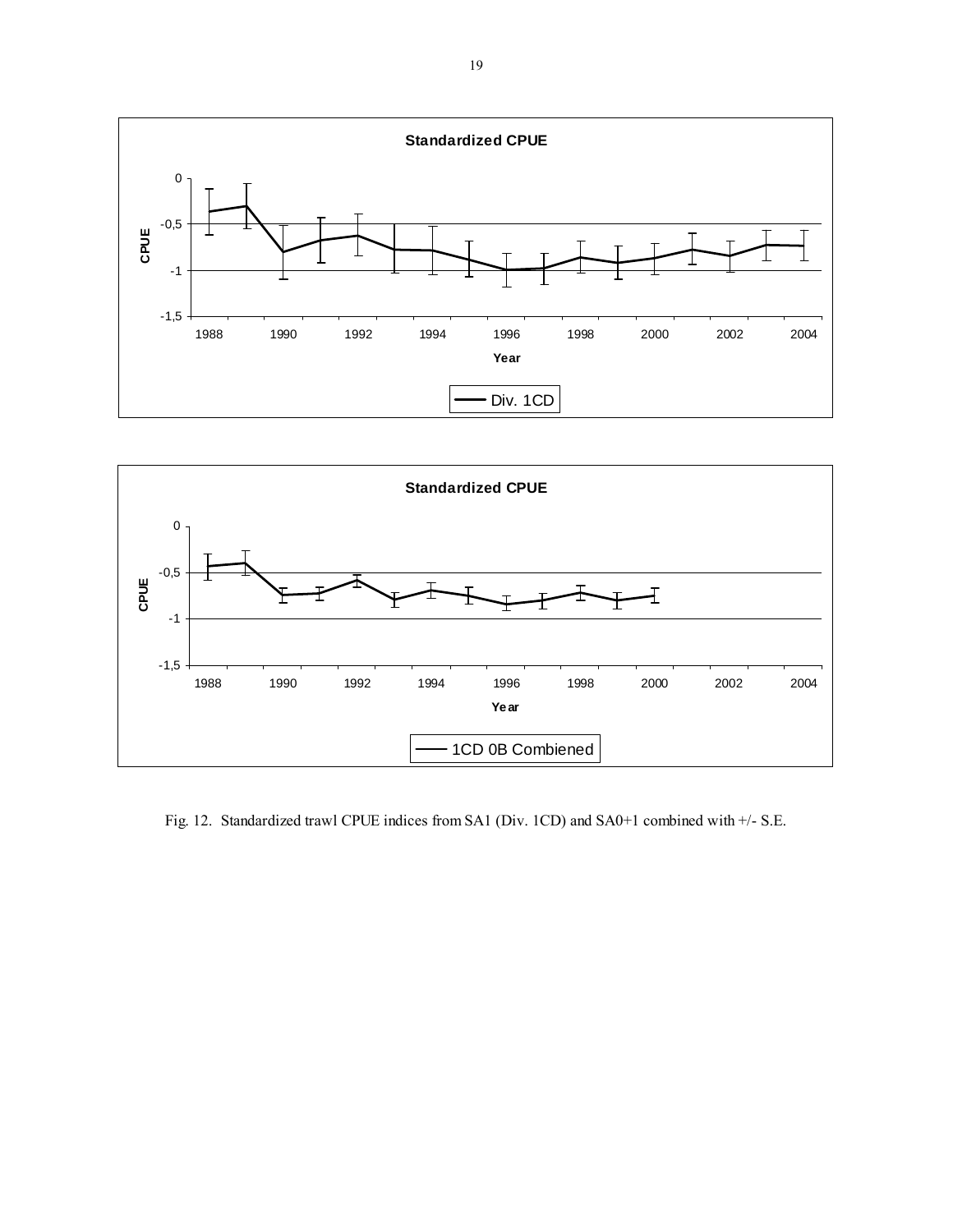Fig. 12. Standardized trawl CPUE indices from SA1 (Div. 1CD) and SA0+1 combined with +/- S.E.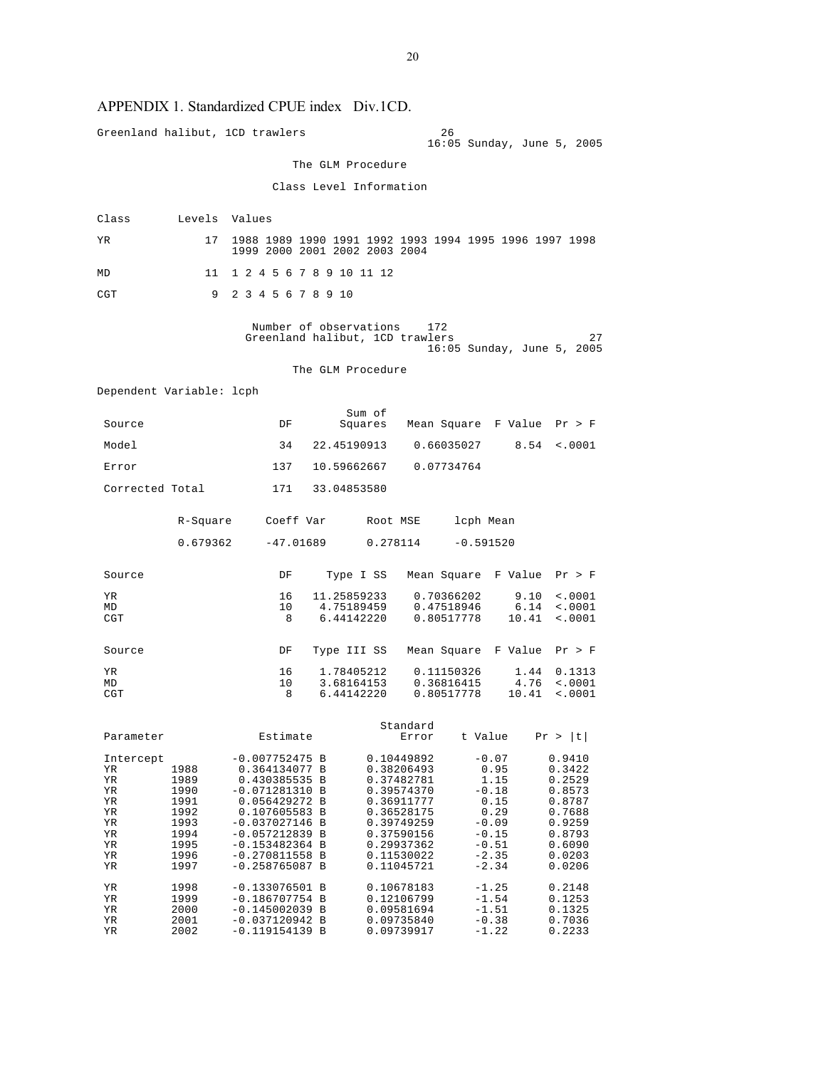# APPENDIX 1. Standardized CPUE index Div.1CD.

```
Greenland halibut, 1CD trawlers                         26
                                              16:05 Sunday, June 5, 2005

                              The GLM Procedure

                           Class Level Information

Class       Levels  Values

YR              17  1988 1989 1990 1991 1992 1993 1994 1995 1996 1997 1998
                    1999 2000 2001 2002 2003 2004

MD              11  1 2 4 5 6 7 8 9 10 11 12

CGT              9  2 3 4 5 6 7 8 9 10


                       Number of observations    172
                    Greenland halibut, 1CD trawlers                        27
                                              16:05 Sunday, June 5, 2005

                              The GLM Procedure

Dependent Variable: lcph

                                      Sum of
 Source                    DF        Squares    Mean Square  F Value  Pr > F

 Model                     34    22.45190913     0.66035027     8.54  <.0001

 Error                    137    10.59662667     0.07734764

 Corrected Total          171    33.04853580


           R-Square     Coeff Var      Root MSE     lcph Mean

           0.679362     -47.01689      0.278114     -0.591520


 Source                    DF      Type I SS    Mean Square  F Value  Pr > F

 YR                        16    11.25859233     0.70366202     9.10  <.0001
 MD                        10     4.75189459     0.47518946     6.14  <.0001
 CGT                        8     6.44142220     0.80517778    10.41  <.0001


 Source                    DF    Type III SS    Mean Square  F Value  Pr > F

 YR                        16     1.78405212     0.11150326     1.44  0.1313
 MD                        10     3.68164153     0.36816415     4.76  <.0001
 CGT                        8     6.44142220     0.80517778    10.41  <.0001


                                               Standard
 Parameter               Estimate                 Error    t Value    Pr > |t|

 Intercept          -0.007752475 B           0.10449892      -0.07      0.9410
 YR        1988      0.364134077 B           0.38206493       0.95      0.3422
 YR        1989      0.430385535 B           0.37482781       1.15      0.2529
 YR        1990     -0.071281310 B           0.39574370      -0.18      0.8573
 YR        1991      0.056429272 B           0.36911777       0.15      0.8787
 YR        1992      0.107605583 B           0.36528175       0.29      0.7688
 YR        1993     -0.037027146 B           0.39749259      -0.09      0.9259
 YR        1994     -0.057212839 B           0.37590156      -0.15      0.8793
 YR        1995     -0.153482364 B           0.29937362      -0.51      0.6090
 YR        1996     -0.270811558 B           0.11530022      -2.35      0.0203
 YR        1997     -0.258765087 B           0.11045721      -2.34      0.0206

 YR        1998     -0.133076501 B           0.10678183      -1.25      0.2148
 YR        1999     -0.186707754 B           0.12106799      -1.54      0.1253
 YR        2000     -0.145002039 B           0.09581694      -1.51      0.1325
 YR        2001     -0.037120942 B           0.09735840      -0.38      0.7036
 YR        2002     -0.119154139 B           0.09739917      -1.22      0.2233
```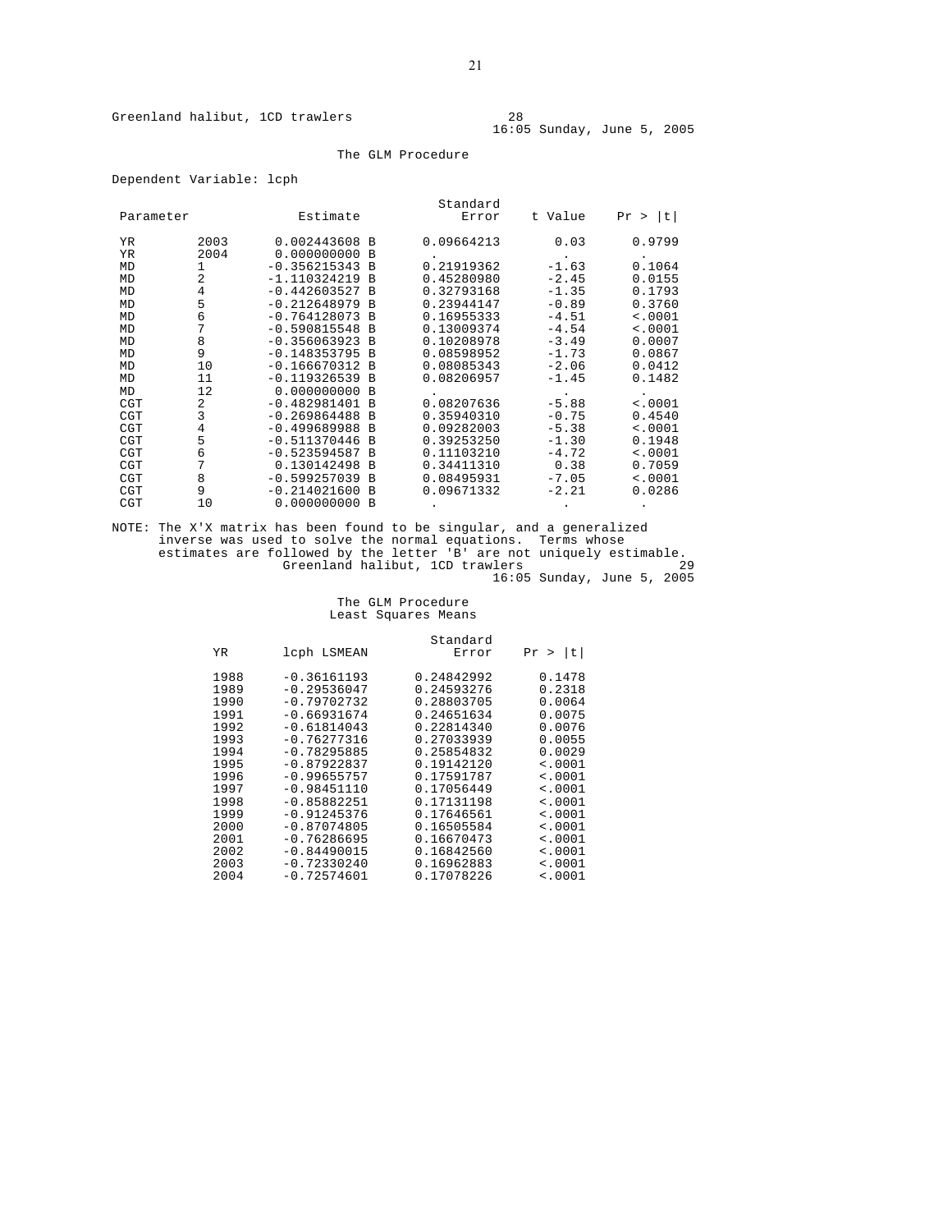Greenland halibut, 1CD trawlers 28
16:05 Sunday, June 5, 2005

The GLM Procedure

Dependent Variable: lcph

| Parameter | | Estimate | Standard Error | t Value | Pr > \|t\| |
|---|---|---|---|---|---|
| YR | 2003 | 0.002443608 B | 0.09664213 | 0.03 | 0.9799 |
| YR | 2004 | 0.000000000 B | . | . | . |
| MD | 1 | -0.356215343 B | 0.21919362 | -1.63 | 0.1064 |
| MD | 2 | -1.110324219 B | 0.45280980 | -2.45 | 0.0155 |
| MD | 4 | -0.442603527 B | 0.32793168 | -1.35 | 0.1793 |
| MD | 5 | -0.212648979 B | 0.23944147 | -0.89 | 0.3760 |
| MD | 6 | -0.764128073 B | 0.16955333 | -4.51 | <.0001 |
| MD | 7 | -0.590815548 B | 0.13009374 | -4.54 | <.0001 |
| MD | 8 | -0.356063923 B | 0.10208978 | -3.49 | 0.0007 |
| MD | 9 | -0.148353795 B | 0.08598952 | -1.73 | 0.0867 |
| MD | 10 | -0.166670312 B | 0.08085343 | -2.06 | 0.0412 |
| MD | 11 | -0.119326539 B | 0.08206957 | -1.45 | 0.1482 |
| MD | 12 | 0.000000000 B | . | . | . |
| CGT | 2 | -0.482981401 B | 0.08207636 | -5.88 | <.0001 |
| CGT | 3 | -0.269864488 B | 0.35940310 | -0.75 | 0.4540 |
| CGT | 4 | -0.499689988 B | 0.09282003 | -5.38 | <.0001 |
| CGT | 5 | -0.511370446 B | 0.39253250 | -1.30 | 0.1948 |
| CGT | 6 | -0.523594587 B | 0.11103210 | -4.72 | <.0001 |
| CGT | 7 | 0.130142498 B | 0.34411310 | 0.38 | 0.7059 |
| CGT | 8 | -0.599257039 B | 0.08495931 | -7.05 | <.0001 |
| CGT | 9 | -0.214021600 B | 0.09671332 | -2.21 | 0.0286 |
| CGT | 10 | 0.000000000 B | . | . | . |

NOTE: The X'X matrix has been found to be singular, and a generalized inverse was used to solve the normal equations. Terms whose estimates are followed by the letter 'B' are not uniquely estimable.

Greenland halibut, 1CD trawlers 29
16:05 Sunday, June 5, 2005

The GLM Procedure
Least Squares Means

| YR | lcph LSMEAN | Standard Error | Pr > \|t\| |
|---|---|---|---|
| 1988 | -0.36161193 | 0.24842992 | 0.1478 |
| 1989 | -0.29536047 | 0.24593276 | 0.2318 |
| 1990 | -0.79702732 | 0.28803705 | 0.0064 |
| 1991 | -0.66931674 | 0.24651634 | 0.0075 |
| 1992 | -0.61814043 | 0.22814340 | 0.0076 |
| 1993 | -0.76277316 | 0.27033939 | 0.0055 |
| 1994 | -0.78295885 | 0.25854832 | 0.0029 |
| 1995 | -0.87922837 | 0.19142120 | <.0001 |
| 1996 | -0.99655757 | 0.17591787 | <.0001 |
| 1997 | -0.98451110 | 0.17056449 | <.0001 |
| 1998 | -0.85882251 | 0.17131198 | <.0001 |
| 1999 | -0.91245376 | 0.17646561 | <.0001 |
| 2000 | -0.87074805 | 0.16505584 | <.0001 |
| 2001 | -0.76286695 | 0.16670473 | <.0001 |
| 2002 | -0.84490015 | 0.16842560 | <.0001 |
| 2003 | -0.72330240 | 0.16962883 | <.0001 |
| 2004 | -0.72574601 | 0.17078226 | <.0001 |